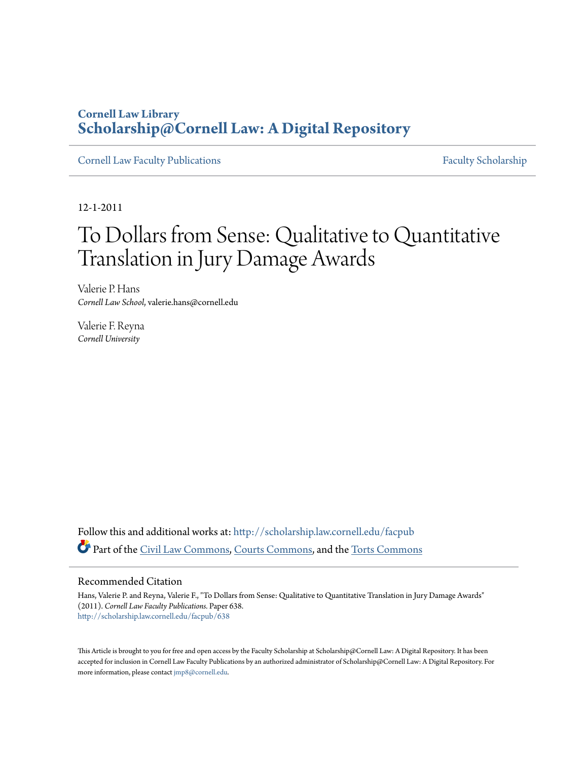Cornell Law Library

# Scholarship@Cornell Law: A Digital Repository

Cornell Law Faculty Publications | Faculty Scholarship

12-1-2011

# To Dollars from Sense: Qualitative to Quantitative Translation in Jury Damage Awards

Valerie P. Hans
*Cornell Law School*, valerie.hans@cornell.edu

Valerie F. Reyna
*Cornell University*

Follow this and additional works at: http://scholarship.law.cornell.edu/facpub

Part of the Civil Law Commons, Courts Commons, and the Torts Commons

## Recommended Citation

Hans, Valerie P. and Reyna, Valerie F., "To Dollars from Sense: Qualitative to Quantitative Translation in Jury Damage Awards" (2011). *Cornell Law Faculty Publications.* Paper 638.
http://scholarship.law.cornell.edu/facpub/638

This Article is brought to you for free and open access by the Faculty Scholarship at Scholarship@Cornell Law: A Digital Repository. It has been accepted for inclusion in Cornell Law Faculty Publications by an authorized administrator of Scholarship@Cornell Law: A Digital Repository. For more information, please contact jmp8@cornell.edu.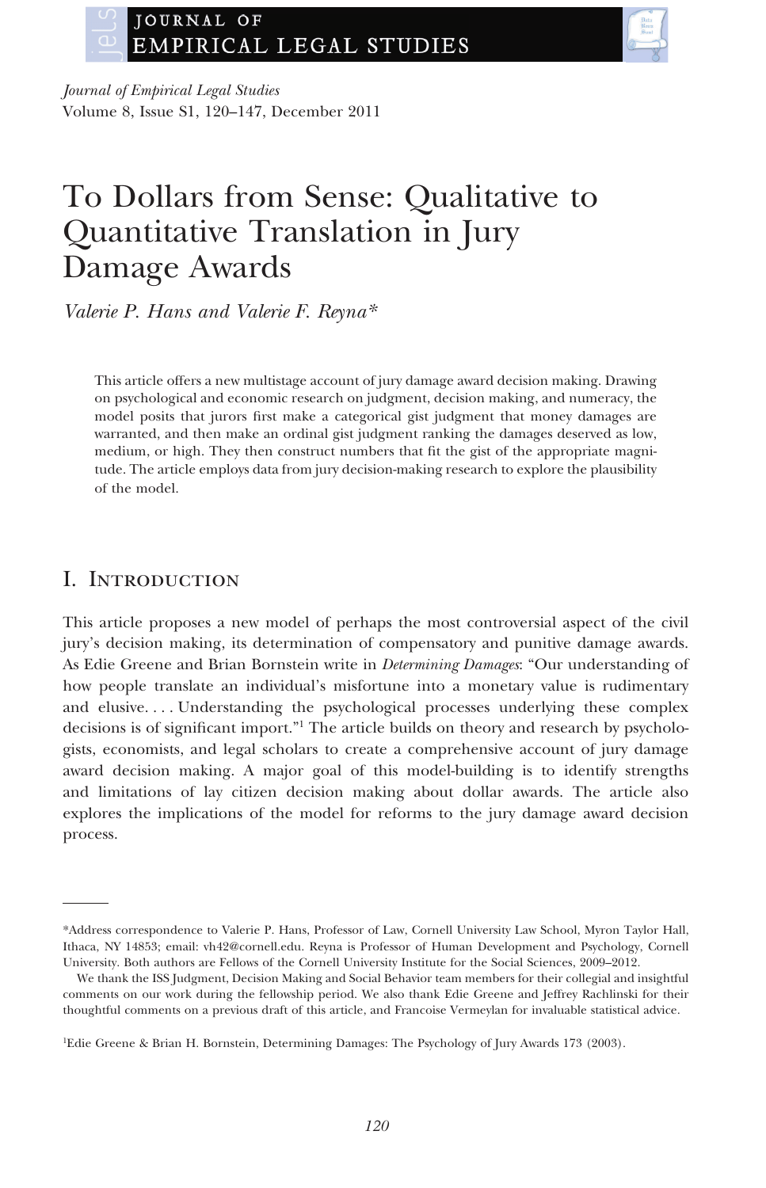# To Dollars from Sense: Qualitative to Quantitative Translation in Jury Damage Awards

*Valerie P. Hans and Valerie F. Reyna**

This article offers a new multistage account of jury damage award decision making. Drawing on psychological and economic research on judgment, decision making, and numeracy, the model posits that jurors first make a categorical gist judgment that money damages are warranted, and then make an ordinal gist judgment ranking the damages deserved as low, medium, or high. They then construct numbers that fit the gist of the appropriate magnitude. The article employs data from jury decision-making research to explore the plausibility of the model.

## I. Introduction

This article proposes a new model of perhaps the most controversial aspect of the civil jury's decision making, its determination of compensatory and punitive damage awards. As Edie Greene and Brian Bornstein write in *Determining Damages*: "Our understanding of how people translate an individual's misfortune into a monetary value is rudimentary and elusive. . . . Understanding the psychological processes underlying these complex decisions is of significant import."[1] The article builds on theory and research by psychologists, economists, and legal scholars to create a comprehensive account of jury damage award decision making. A major goal of this model-building is to identify strengths and limitations of lay citizen decision making about dollar awards. The article also explores the implications of the model for reforms to the jury damage award decision process.

---

*Address correspondence to Valerie P. Hans, Professor of Law, Cornell University Law School, Myron Taylor Hall, Ithaca, NY 14853; email: vh42@cornell.edu. Reyna is Professor of Human Development and Psychology, Cornell University. Both authors are Fellows of the Cornell University Institute for the Social Sciences, 2009–2012.

We thank the ISS Judgment, Decision Making and Social Behavior team members for their collegial and insightful comments on our work during the fellowship period. We also thank Edie Greene and Jeffrey Rachlinski for their thoughtful comments on a previous draft of this article, and Francoise Vermeylan for invaluable statistical advice.

[1] Edie Greene & Brian H. Bornstein, Determining Damages: The Psychology of Jury Awards 173 (2003).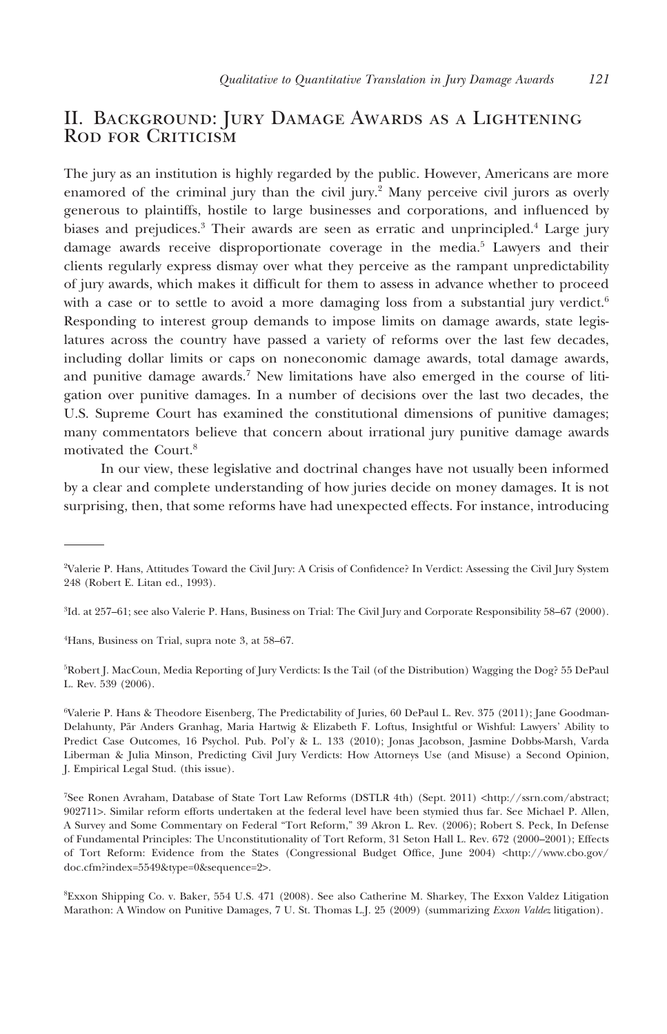## II. Background: Jury Damage Awards as a Lightening Rod for Criticism

The jury as an institution is highly regarded by the public. However, Americans are more enamored of the criminal jury than the civil jury.[2] Many perceive civil jurors as overly generous to plaintiffs, hostile to large businesses and corporations, and influenced by biases and prejudices.[3] Their awards are seen as erratic and unprincipled.[4] Large jury damage awards receive disproportionate coverage in the media.[5] Lawyers and their clients regularly express dismay over what they perceive as the rampant unpredictability of jury awards, which makes it difficult for them to assess in advance whether to proceed with a case or to settle to avoid a more damaging loss from a substantial jury verdict.[6] Responding to interest group demands to impose limits on damage awards, state legislatures across the country have passed a variety of reforms over the last few decades, including dollar limits or caps on noneconomic damage awards, total damage awards, and punitive damage awards.[7] New limitations have also emerged in the course of litigation over punitive damages. In a number of decisions over the last two decades, the U.S. Supreme Court has examined the constitutional dimensions of punitive damages; many commentators believe that concern about irrational jury punitive damage awards motivated the Court.[8]

In our view, these legislative and doctrinal changes have not usually been informed by a clear and complete understanding of how juries decide on money damages. It is not surprising, then, that some reforms have had unexpected effects. For instance, introducing

---

[2]Valerie P. Hans, Attitudes Toward the Civil Jury: A Crisis of Confidence? In Verdict: Assessing the Civil Jury System 248 (Robert E. Litan ed., 1993).

[3]Id. at 257–61; see also Valerie P. Hans, Business on Trial: The Civil Jury and Corporate Responsibility 58–67 (2000).

[4]Hans, Business on Trial, supra note 3, at 58–67.

[5]Robert J. MacCoun, Media Reporting of Jury Verdicts: Is the Tail (of the Distribution) Wagging the Dog? 55 DePaul L. Rev. 539 (2006).

[6]Valerie P. Hans & Theodore Eisenberg, The Predictability of Juries, 60 DePaul L. Rev. 375 (2011); Jane Goodman-Delahunty, Pär Anders Granhag, Maria Hartwig & Elizabeth F. Loftus, Insightful or Wishful: Lawyers' Ability to Predict Case Outcomes, 16 Psychol. Pub. Pol'y & L. 133 (2010); Jonas Jacobson, Jasmine Dobbs-Marsh, Varda Liberman & Julia Minson, Predicting Civil Jury Verdicts: How Attorneys Use (and Misuse) a Second Opinion, J. Empirical Legal Stud. (this issue).

[7]See Ronen Avraham, Database of State Tort Law Reforms (DSTLR 4th) (Sept. 2011) <http://ssrn.com/abstract;902711>. Similar reform efforts undertaken at the federal level have been stymied thus far. See Michael P. Allen, A Survey and Some Commentary on Federal "Tort Reform," 39 Akron L. Rev. (2006); Robert S. Peck, In Defense of Fundamental Principles: The Unconstitutionality of Tort Reform, 31 Seton Hall L. Rev. 672 (2000–2001); Effects of Tort Reform: Evidence from the States (Congressional Budget Office, June 2004) <http://www.cbo.gov/doc.cfm?index=5549&type=0&sequence=2>.

[8]Exxon Shipping Co. v. Baker, 554 U.S. 471 (2008). See also Catherine M. Sharkey, The Exxon Valdez Litigation Marathon: A Window on Punitive Damages, 7 U. St. Thomas L.J. 25 (2009) (summarizing *Exxon Valdez* litigation).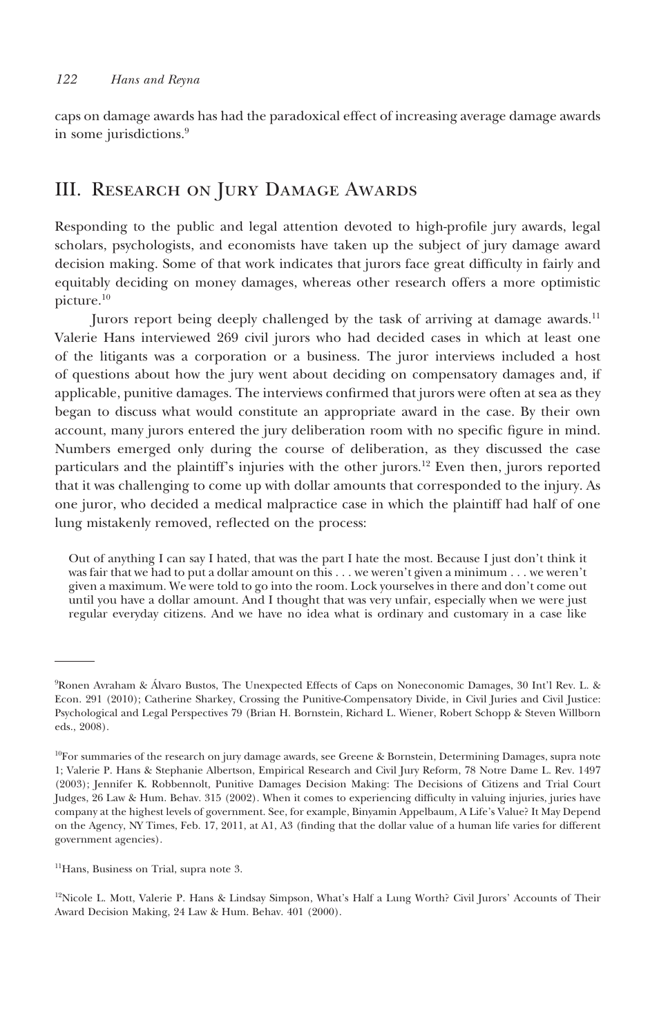caps on damage awards has had the paradoxical effect of increasing average damage awards in some jurisdictions.[9]

## III. Research on Jury Damage Awards

Responding to the public and legal attention devoted to high-profile jury awards, legal scholars, psychologists, and economists have taken up the subject of jury damage award decision making. Some of that work indicates that jurors face great difficulty in fairly and equitably deciding on money damages, whereas other research offers a more optimistic picture.[10]

Jurors report being deeply challenged by the task of arriving at damage awards.[11] Valerie Hans interviewed 269 civil jurors who had decided cases in which at least one of the litigants was a corporation or a business. The juror interviews included a host of questions about how the jury went about deciding on compensatory damages and, if applicable, punitive damages. The interviews confirmed that jurors were often at sea as they began to discuss what would constitute an appropriate award in the case. By their own account, many jurors entered the jury deliberation room with no specific figure in mind. Numbers emerged only during the course of deliberation, as they discussed the case particulars and the plaintiff's injuries with the other jurors.[12] Even then, jurors reported that it was challenging to come up with dollar amounts that corresponded to the injury. As one juror, who decided a medical malpractice case in which the plaintiff had half of one lung mistakenly removed, reflected on the process:

> Out of anything I can say I hated, that was the part I hate the most. Because I just don't think it was fair that we had to put a dollar amount on this . . . we weren't given a minimum . . . we weren't given a maximum. We were told to go into the room. Lock yourselves in there and don't come out until you have a dollar amount. And I thought that was very unfair, especially when we were just regular everyday citizens. And we have no idea what is ordinary and customary in a case like

---

[9]Ronen Avraham & Álvaro Bustos, The Unexpected Effects of Caps on Noneconomic Damages, 30 Int'l Rev. L. & Econ. 291 (2010); Catherine Sharkey, Crossing the Punitive-Compensatory Divide, in Civil Juries and Civil Justice: Psychological and Legal Perspectives 79 (Brian H. Bornstein, Richard L. Wiener, Robert Schopp & Steven Willborn eds., 2008).

[10]For summaries of the research on jury damage awards, see Greene & Bornstein, Determining Damages, supra note 1; Valerie P. Hans & Stephanie Albertson, Empirical Research and Civil Jury Reform, 78 Notre Dame L. Rev. 1497 (2003); Jennifer K. Robbennolt, Punitive Damages Decision Making: The Decisions of Citizens and Trial Court Judges, 26 Law & Hum. Behav. 315 (2002). When it comes to experiencing difficulty in valuing injuries, juries have company at the highest levels of government. See, for example, Binyamin Appelbaum, A Life's Value? It May Depend on the Agency, NY Times, Feb. 17, 2011, at A1, A3 (finding that the dollar value of a human life varies for different government agencies).

[11]Hans, Business on Trial, supra note 3.

[12]Nicole L. Mott, Valerie P. Hans & Lindsay Simpson, What's Half a Lung Worth? Civil Jurors' Accounts of Their Award Decision Making, 24 Law & Hum. Behav. 401 (2000).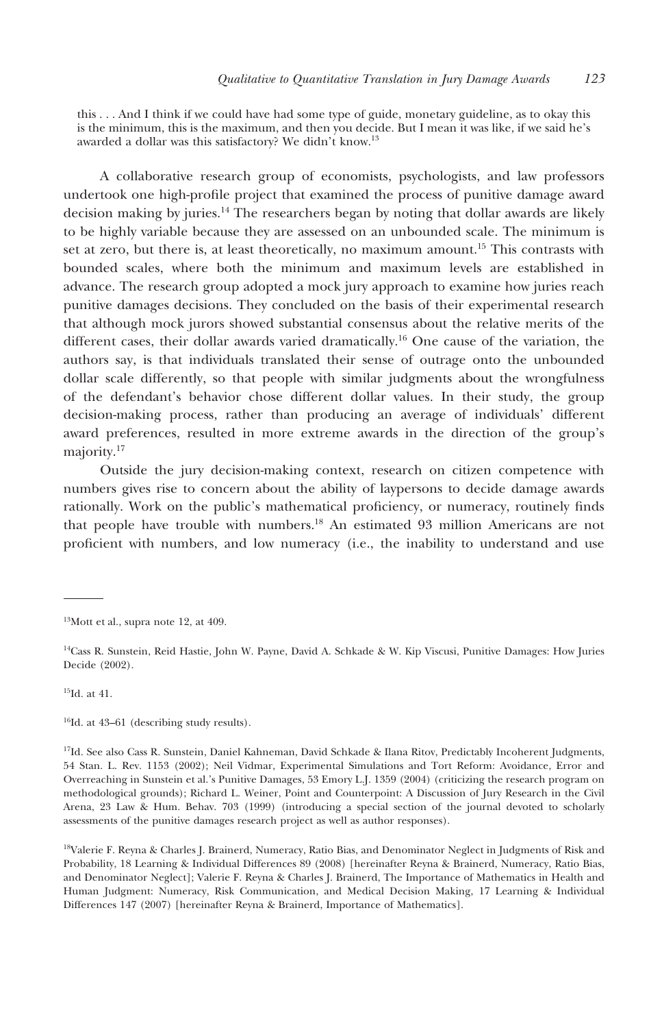> this . . . And I think if we could have had some type of guide, monetary guideline, as to okay this is the minimum, this is the maximum, and then you decide. But I mean it was like, if we said he's awarded a dollar was this satisfactory? We didn't know.[13]

A collaborative research group of economists, psychologists, and law professors undertook one high-profile project that examined the process of punitive damage award decision making by juries.[14] The researchers began by noting that dollar awards are likely to be highly variable because they are assessed on an unbounded scale. The minimum is set at zero, but there is, at least theoretically, no maximum amount.[15] This contrasts with bounded scales, where both the minimum and maximum levels are established in advance. The research group adopted a mock jury approach to examine how juries reach punitive damages decisions. They concluded on the basis of their experimental research that although mock jurors showed substantial consensus about the relative merits of the different cases, their dollar awards varied dramatically.[16] One cause of the variation, the authors say, is that individuals translated their sense of outrage onto the unbounded dollar scale differently, so that people with similar judgments about the wrongfulness of the defendant's behavior chose different dollar values. In their study, the group decision-making process, rather than producing an average of individuals' different award preferences, resulted in more extreme awards in the direction of the group's majority.[17]

Outside the jury decision-making context, research on citizen competence with numbers gives rise to concern about the ability of laypersons to decide damage awards rationally. Work on the public's mathematical proficiency, or numeracy, routinely finds that people have trouble with numbers.[18] An estimated 93 million Americans are not proficient with numbers, and low numeracy (i.e., the inability to understand and use

---

[13]Mott et al., supra note 12, at 409.

[14]Cass R. Sunstein, Reid Hastie, John W. Payne, David A. Schkade & W. Kip Viscusi, Punitive Damages: How Juries Decide (2002).

[15]Id. at 41.

[16]Id. at 43–61 (describing study results).

[17]Id. See also Cass R. Sunstein, Daniel Kahneman, David Schkade & Ilana Ritov, Predictably Incoherent Judgments, 54 Stan. L. Rev. 1153 (2002); Neil Vidmar, Experimental Simulations and Tort Reform: Avoidance, Error and Overreaching in Sunstein et al.'s Punitive Damages, 53 Emory L.J. 1359 (2004) (criticizing the research program on methodological grounds); Richard L. Weiner, Point and Counterpoint: A Discussion of Jury Research in the Civil Arena, 23 Law & Hum. Behav. 703 (1999) (introducing a special section of the journal devoted to scholarly assessments of the punitive damages research project as well as author responses).

[18]Valerie F. Reyna & Charles J. Brainerd, Numeracy, Ratio Bias, and Denominator Neglect in Judgments of Risk and Probability, 18 Learning & Individual Differences 89 (2008) [hereinafter Reyna & Brainerd, Numeracy, Ratio Bias, and Denominator Neglect]; Valerie F. Reyna & Charles J. Brainerd, The Importance of Mathematics in Health and Human Judgment: Numeracy, Risk Communication, and Medical Decision Making, 17 Learning & Individual Differences 147 (2007) [hereinafter Reyna & Brainerd, Importance of Mathematics].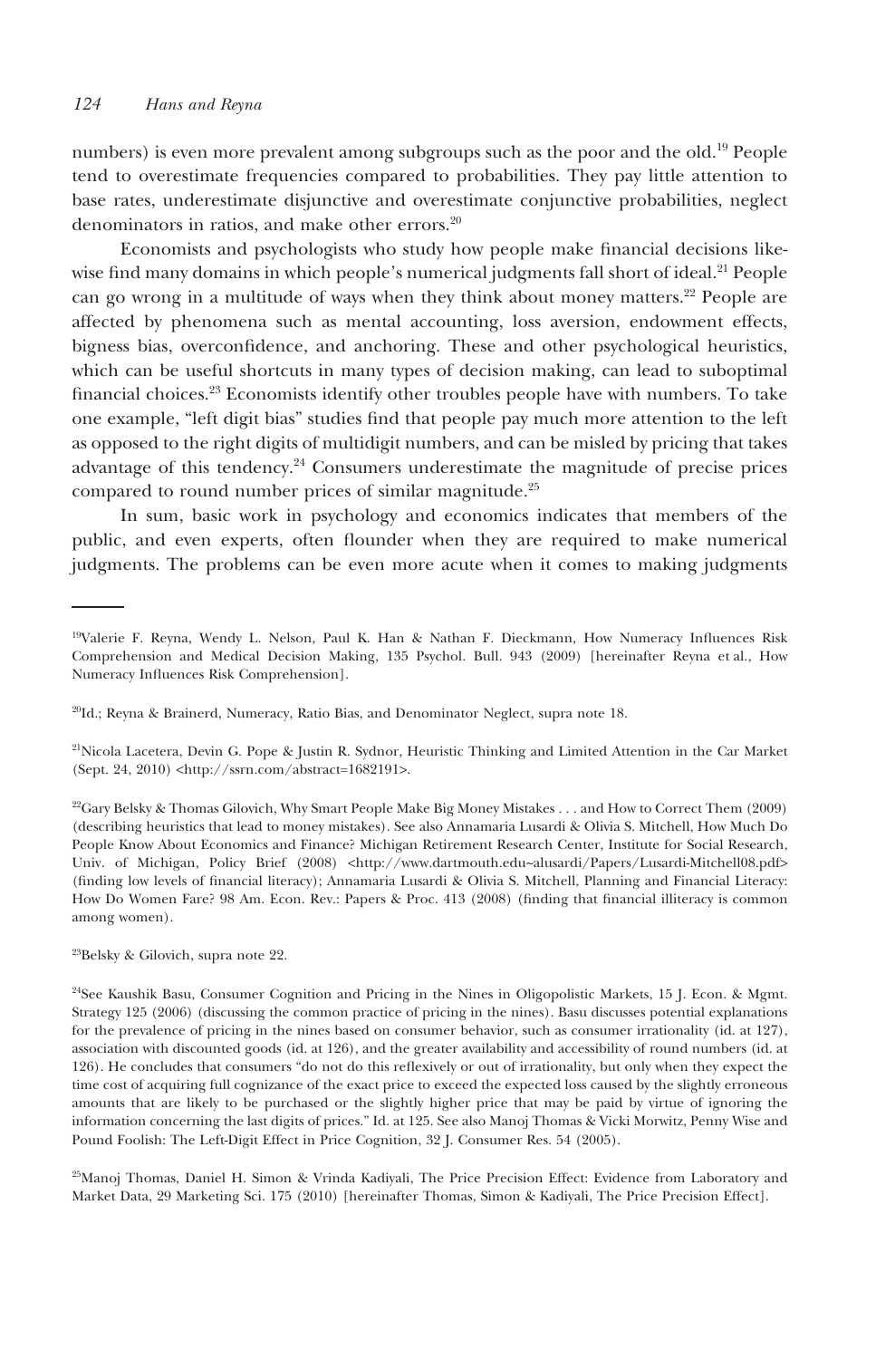numbers) is even more prevalent among subgroups such as the poor and the old.[19] People tend to overestimate frequencies compared to probabilities. They pay little attention to base rates, underestimate disjunctive and overestimate conjunctive probabilities, neglect denominators in ratios, and make other errors.[20]

Economists and psychologists who study how people make financial decisions likewise find many domains in which people's numerical judgments fall short of ideal.[21] People can go wrong in a multitude of ways when they think about money matters.[22] People are affected by phenomena such as mental accounting, loss aversion, endowment effects, bigness bias, overconfidence, and anchoring. These and other psychological heuristics, which can be useful shortcuts in many types of decision making, can lead to suboptimal financial choices.[23] Economists identify other troubles people have with numbers. To take one example, "left digit bias" studies find that people pay much more attention to the left as opposed to the right digits of multidigit numbers, and can be misled by pricing that takes advantage of this tendency.[24] Consumers underestimate the magnitude of precise prices compared to round number prices of similar magnitude.[25]

In sum, basic work in psychology and economics indicates that members of the public, and even experts, often flounder when they are required to make numerical judgments. The problems can be even more acute when it comes to making judgments

---

[19] Valerie F. Reyna, Wendy L. Nelson, Paul K. Han & Nathan F. Dieckmann, How Numeracy Influences Risk Comprehension and Medical Decision Making, 135 Psychol. Bull. 943 (2009) [hereinafter Reyna et al., How Numeracy Influences Risk Comprehension].

[20] Id.; Reyna & Brainerd, Numeracy, Ratio Bias, and Denominator Neglect, supra note 18.

[21] Nicola Lacetera, Devin G. Pope & Justin R. Sydnor, Heuristic Thinking and Limited Attention in the Car Market (Sept. 24, 2010) <http://ssrn.com/abstract=1682191>.

[22] Gary Belsky & Thomas Gilovich, Why Smart People Make Big Money Mistakes . . . and How to Correct Them (2009) (describing heuristics that lead to money mistakes). See also Annamaria Lusardi & Olivia S. Mitchell, How Much Do People Know About Economics and Finance? Michigan Retirement Research Center, Institute for Social Research, Univ. of Michigan, Policy Brief (2008) <http://www.dartmouth.edu~alusardi/Papers/Lusardi-Mitchell08.pdf> (finding low levels of financial literacy); Annamaria Lusardi & Olivia S. Mitchell, Planning and Financial Literacy: How Do Women Fare? 98 Am. Econ. Rev.: Papers & Proc. 413 (2008) (finding that financial illiteracy is common among women).

[23] Belsky & Gilovich, supra note 22.

[24] See Kaushik Basu, Consumer Cognition and Pricing in the Nines in Oligopolistic Markets, 15 J. Econ. & Mgmt. Strategy 125 (2006) (discussing the common practice of pricing in the nines). Basu discusses potential explanations for the prevalence of pricing in the nines based on consumer behavior, such as consumer irrationality (id. at 127), association with discounted goods (id. at 126), and the greater availability and accessibility of round numbers (id. at 126). He concludes that consumers "do not do this reflexively or out of irrationality, but only when they expect the time cost of acquiring full cognizance of the exact price to exceed the expected loss caused by the slightly erroneous amounts that are likely to be purchased or the slightly higher price that may be paid by virtue of ignoring the information concerning the last digits of prices." Id. at 125. See also Manoj Thomas & Vicki Morwitz, Penny Wise and Pound Foolish: The Left-Digit Effect in Price Cognition, 32 J. Consumer Res. 54 (2005).

[25] Manoj Thomas, Daniel H. Simon & Vrinda Kadiyali, The Price Precision Effect: Evidence from Laboratory and Market Data, 29 Marketing Sci. 175 (2010) [hereinafter Thomas, Simon & Kadiyali, The Price Precision Effect].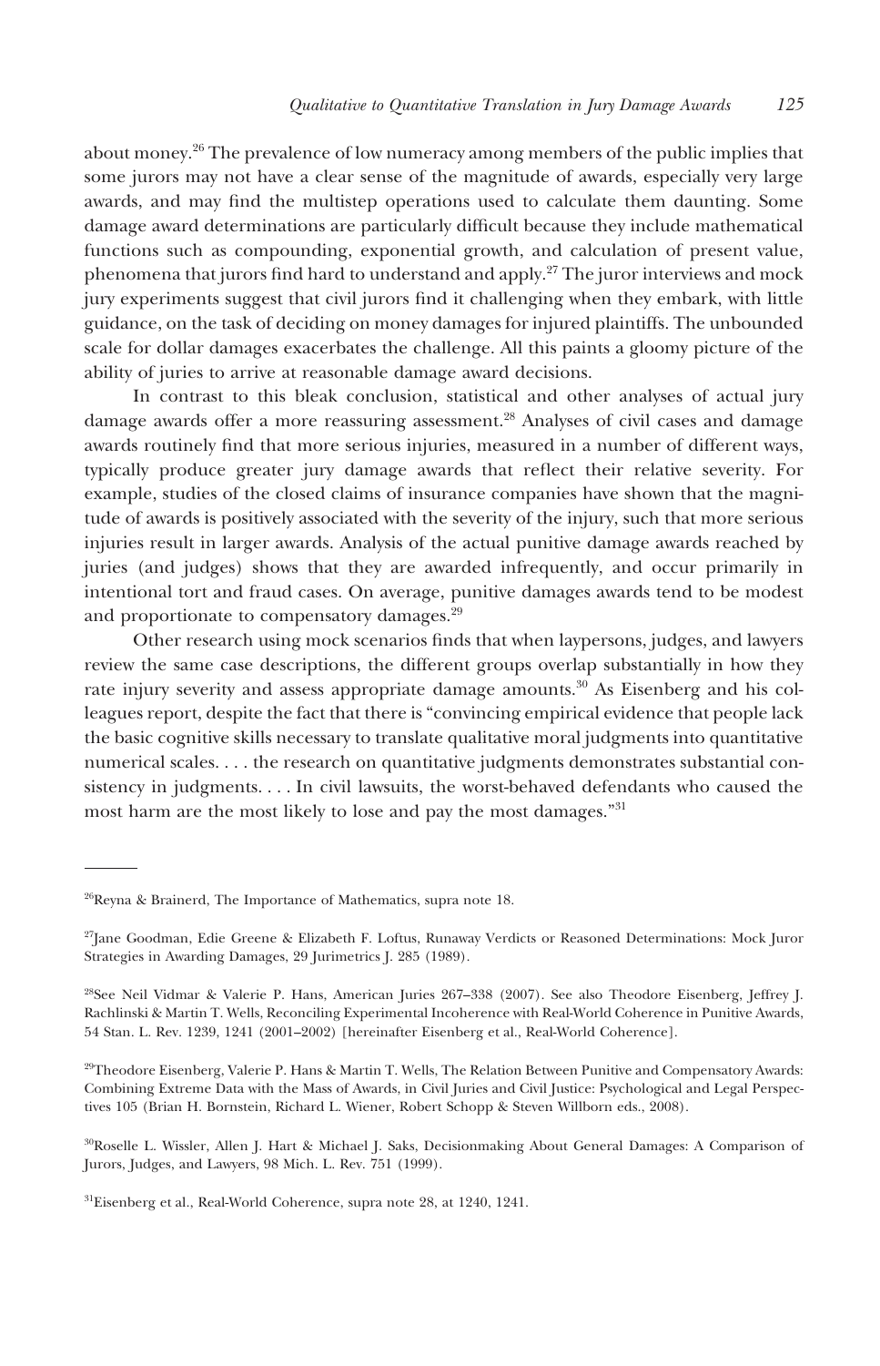about money.[26] The prevalence of low numeracy among members of the public implies that some jurors may not have a clear sense of the magnitude of awards, especially very large awards, and may find the multistep operations used to calculate them daunting. Some damage award determinations are particularly difficult because they include mathematical functions such as compounding, exponential growth, and calculation of present value, phenomena that jurors find hard to understand and apply.[27] The juror interviews and mock jury experiments suggest that civil jurors find it challenging when they embark, with little guidance, on the task of deciding on money damages for injured plaintiffs. The unbounded scale for dollar damages exacerbates the challenge. All this paints a gloomy picture of the ability of juries to arrive at reasonable damage award decisions.

In contrast to this bleak conclusion, statistical and other analyses of actual jury damage awards offer a more reassuring assessment.[28] Analyses of civil cases and damage awards routinely find that more serious injuries, measured in a number of different ways, typically produce greater jury damage awards that reflect their relative severity. For example, studies of the closed claims of insurance companies have shown that the magnitude of awards is positively associated with the severity of the injury, such that more serious injuries result in larger awards. Analysis of the actual punitive damage awards reached by juries (and judges) shows that they are awarded infrequently, and occur primarily in intentional tort and fraud cases. On average, punitive damages awards tend to be modest and proportionate to compensatory damages.[29]

Other research using mock scenarios finds that when laypersons, judges, and lawyers review the same case descriptions, the different groups overlap substantially in how they rate injury severity and assess appropriate damage amounts.[30] As Eisenberg and his colleagues report, despite the fact that there is "convincing empirical evidence that people lack the basic cognitive skills necessary to translate qualitative moral judgments into quantitative numerical scales. . . . the research on quantitative judgments demonstrates substantial consistency in judgments. . . . In civil lawsuits, the worst-behaved defendants who caused the most harm are the most likely to lose and pay the most damages."[31]

---

[26] Reyna & Brainerd, The Importance of Mathematics, supra note 18.

[27] Jane Goodman, Edie Greene & Elizabeth F. Loftus, Runaway Verdicts or Reasoned Determinations: Mock Juror Strategies in Awarding Damages, 29 Jurimetrics J. 285 (1989).

[28] See Neil Vidmar & Valerie P. Hans, American Juries 267–338 (2007). See also Theodore Eisenberg, Jeffrey J. Rachlinski & Martin T. Wells, Reconciling Experimental Incoherence with Real-World Coherence in Punitive Awards, 54 Stan. L. Rev. 1239, 1241 (2001–2002) [hereinafter Eisenberg et al., Real-World Coherence].

[29] Theodore Eisenberg, Valerie P. Hans & Martin T. Wells, The Relation Between Punitive and Compensatory Awards: Combining Extreme Data with the Mass of Awards, in Civil Juries and Civil Justice: Psychological and Legal Perspectives 105 (Brian H. Bornstein, Richard L. Wiener, Robert Schopp & Steven Willborn eds., 2008).

[30] Roselle L. Wissler, Allen J. Hart & Michael J. Saks, Decisionmaking About General Damages: A Comparison of Jurors, Judges, and Lawyers, 98 Mich. L. Rev. 751 (1999).

[31] Eisenberg et al., Real-World Coherence, supra note 28, at 1240, 1241.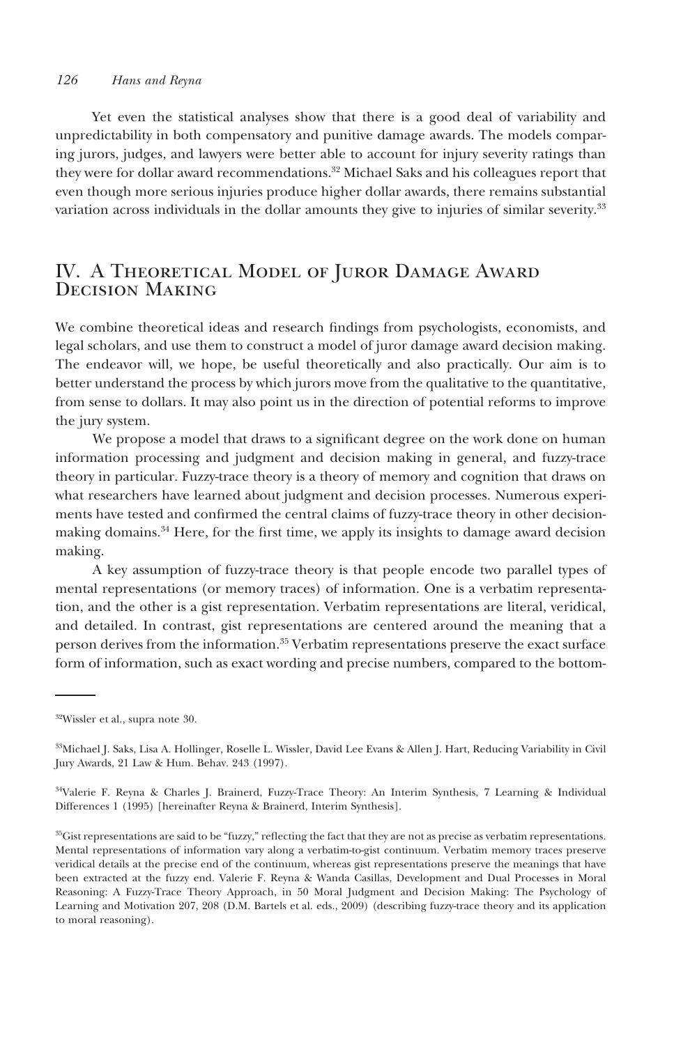Yet even the statistical analyses show that there is a good deal of variability and unpredictability in both compensatory and punitive damage awards. The models comparing jurors, judges, and lawyers were better able to account for injury severity ratings than they were for dollar award recommendations.[32] Michael Saks and his colleagues report that even though more serious injuries produce higher dollar awards, there remains substantial variation across individuals in the dollar amounts they give to injuries of similar severity.[33]

## IV. A Theoretical Model of Juror Damage Award Decision Making

We combine theoretical ideas and research findings from psychologists, economists, and legal scholars, and use them to construct a model of juror damage award decision making. The endeavor will, we hope, be useful theoretically and also practically. Our aim is to better understand the process by which jurors move from the qualitative to the quantitative, from sense to dollars. It may also point us in the direction of potential reforms to improve the jury system.

We propose a model that draws to a significant degree on the work done on human information processing and judgment and decision making in general, and fuzzy-trace theory in particular. Fuzzy-trace theory is a theory of memory and cognition that draws on what researchers have learned about judgment and decision processes. Numerous experiments have tested and confirmed the central claims of fuzzy-trace theory in other decision-making domains.[34] Here, for the first time, we apply its insights to damage award decision making.

A key assumption of fuzzy-trace theory is that people encode two parallel types of mental representations (or memory traces) of information. One is a verbatim representation, and the other is a gist representation. Verbatim representations are literal, veridical, and detailed. In contrast, gist representations are centered around the meaning that a person derives from the information.[35] Verbatim representations preserve the exact surface form of information, such as exact wording and precise numbers, compared to the bottom-

---

[32] Wissler et al., supra note 30.

[33] Michael J. Saks, Lisa A. Hollinger, Roselle L. Wissler, David Lee Evans & Allen J. Hart, Reducing Variability in Civil Jury Awards, 21 Law & Hum. Behav. 243 (1997).

[34] Valerie F. Reyna & Charles J. Brainerd, Fuzzy-Trace Theory: An Interim Synthesis, 7 Learning & Individual Differences 1 (1995) [hereinafter Reyna & Brainerd, Interim Synthesis].

[35] Gist representations are said to be "fuzzy," reflecting the fact that they are not as precise as verbatim representations. Mental representations of information vary along a verbatim-to-gist continuum. Verbatim memory traces preserve veridical details at the precise end of the continuum, whereas gist representations preserve the meanings that have been extracted at the fuzzy end. Valerie F. Reyna & Wanda Casillas, Development and Dual Processes in Moral Reasoning: A Fuzzy-Trace Theory Approach, in 50 Moral Judgment and Decision Making: The Psychology of Learning and Motivation 207, 208 (D.M. Bartels et al. eds., 2009) (describing fuzzy-trace theory and its application to moral reasoning).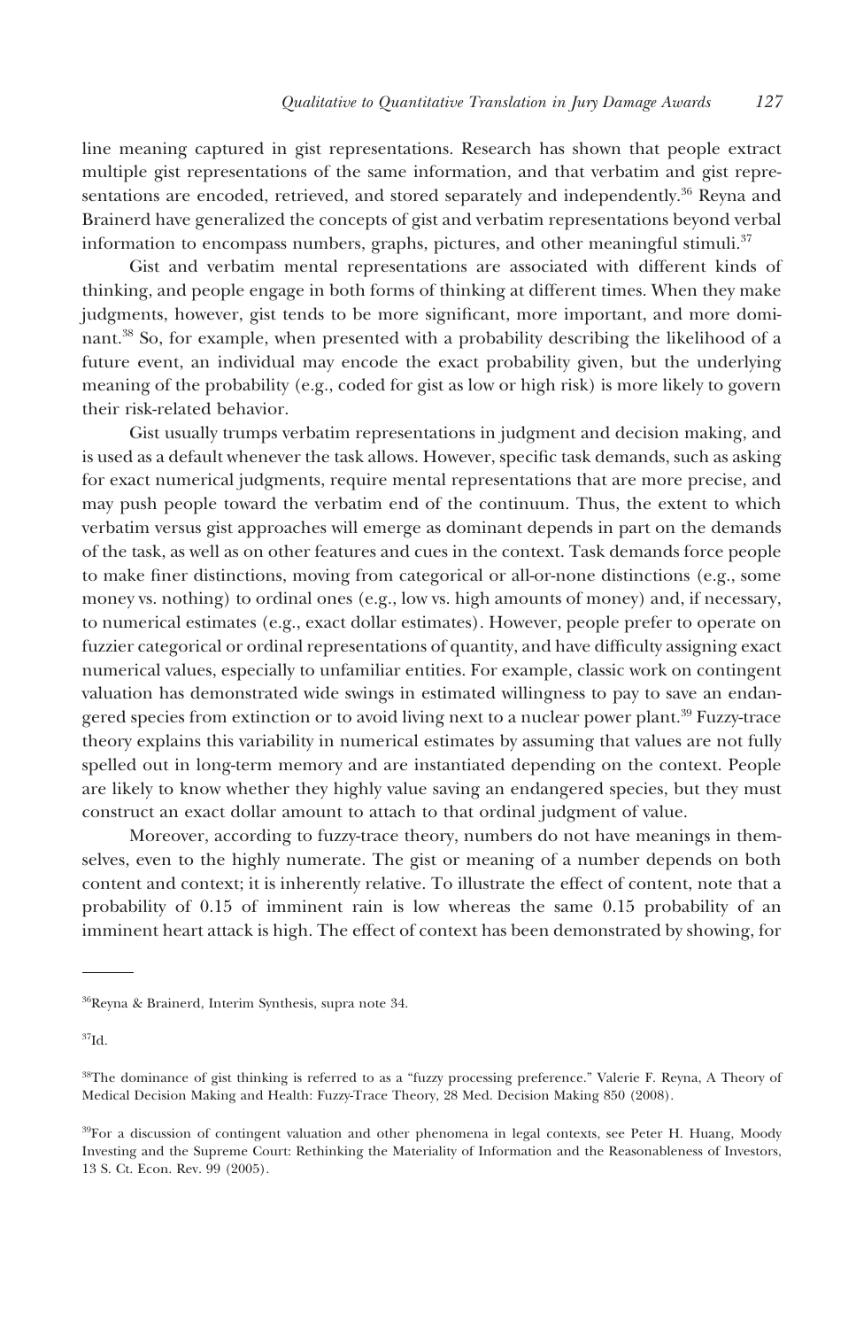line meaning captured in gist representations. Research has shown that people extract multiple gist representations of the same information, and that verbatim and gist representations are encoded, retrieved, and stored separately and independently.[36] Reyna and Brainerd have generalized the concepts of gist and verbatim representations beyond verbal information to encompass numbers, graphs, pictures, and other meaningful stimuli.[37]

Gist and verbatim mental representations are associated with different kinds of thinking, and people engage in both forms of thinking at different times. When they make judgments, however, gist tends to be more significant, more important, and more dominant.[38] So, for example, when presented with a probability describing the likelihood of a future event, an individual may encode the exact probability given, but the underlying meaning of the probability (e.g., coded for gist as low or high risk) is more likely to govern their risk-related behavior.

Gist usually trumps verbatim representations in judgment and decision making, and is used as a default whenever the task allows. However, specific task demands, such as asking for exact numerical judgments, require mental representations that are more precise, and may push people toward the verbatim end of the continuum. Thus, the extent to which verbatim versus gist approaches will emerge as dominant depends in part on the demands of the task, as well as on other features and cues in the context. Task demands force people to make finer distinctions, moving from categorical or all-or-none distinctions (e.g., some money vs. nothing) to ordinal ones (e.g., low vs. high amounts of money) and, if necessary, to numerical estimates (e.g., exact dollar estimates). However, people prefer to operate on fuzzier categorical or ordinal representations of quantity, and have difficulty assigning exact numerical values, especially to unfamiliar entities. For example, classic work on contingent valuation has demonstrated wide swings in estimated willingness to pay to save an endangered species from extinction or to avoid living next to a nuclear power plant.[39] Fuzzy-trace theory explains this variability in numerical estimates by assuming that values are not fully spelled out in long-term memory and are instantiated depending on the context. People are likely to know whether they highly value saving an endangered species, but they must construct an exact dollar amount to attach to that ordinal judgment of value.

Moreover, according to fuzzy-trace theory, numbers do not have meanings in themselves, even to the highly numerate. The gist or meaning of a number depends on both content and context; it is inherently relative. To illustrate the effect of content, note that a probability of 0.15 of imminent rain is low whereas the same 0.15 probability of an imminent heart attack is high. The effect of context has been demonstrated by showing, for

---

[36]Reyna & Brainerd, Interim Synthesis, supra note 34.

[37]Id.

[38]The dominance of gist thinking is referred to as a "fuzzy processing preference." Valerie F. Reyna, A Theory of Medical Decision Making and Health: Fuzzy-Trace Theory, 28 Med. Decision Making 850 (2008).

[39]For a discussion of contingent valuation and other phenomena in legal contexts, see Peter H. Huang, Moody Investing and the Supreme Court: Rethinking the Materiality of Information and the Reasonableness of Investors, 13 S. Ct. Econ. Rev. 99 (2005).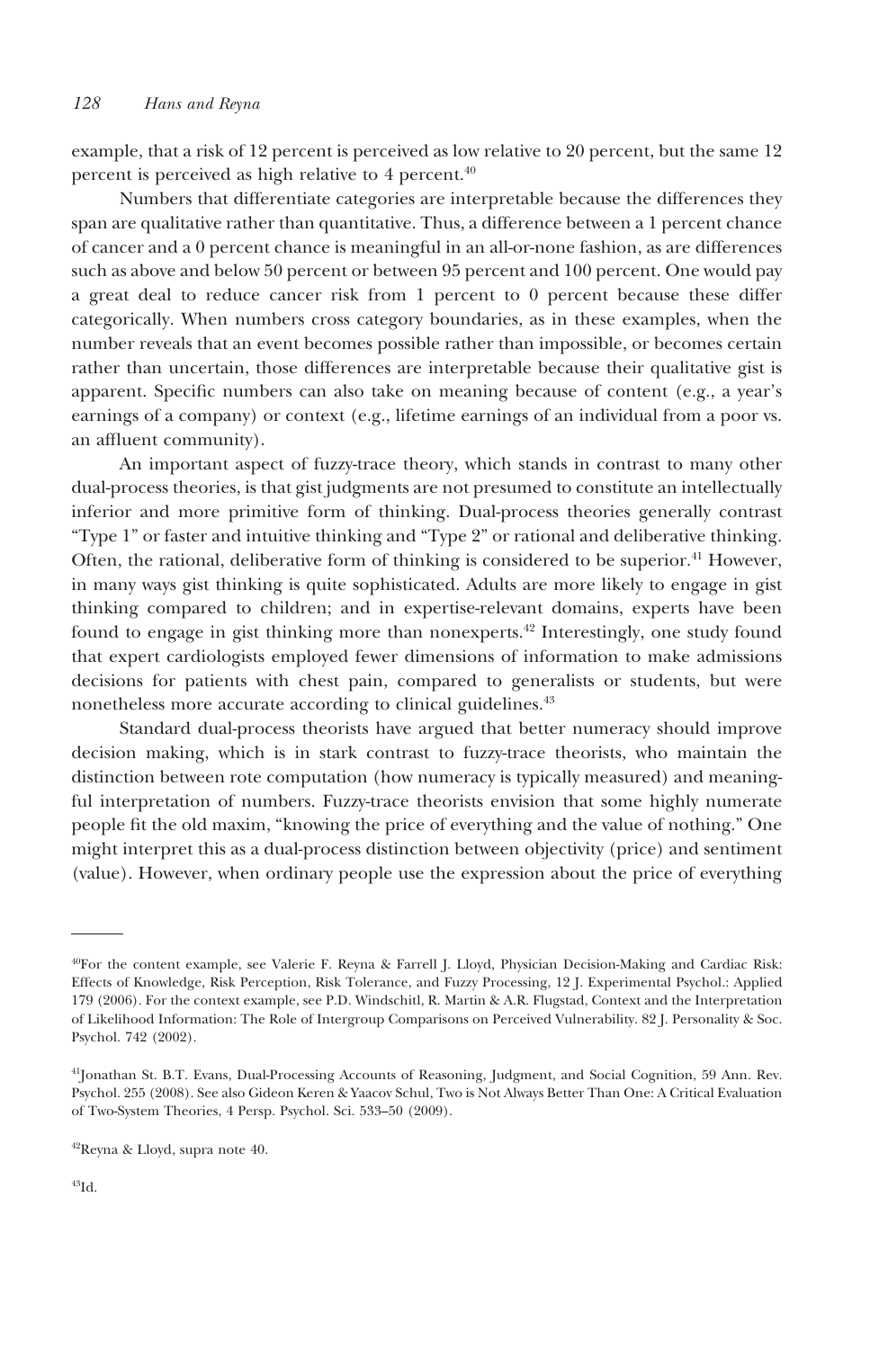example, that a risk of 12 percent is perceived as low relative to 20 percent, but the same 12 percent is perceived as high relative to 4 percent.[40]

Numbers that differentiate categories are interpretable because the differences they span are qualitative rather than quantitative. Thus, a difference between a 1 percent chance of cancer and a 0 percent chance is meaningful in an all-or-none fashion, as are differences such as above and below 50 percent or between 95 percent and 100 percent. One would pay a great deal to reduce cancer risk from 1 percent to 0 percent because these differ categorically. When numbers cross category boundaries, as in these examples, when the number reveals that an event becomes possible rather than impossible, or becomes certain rather than uncertain, those differences are interpretable because their qualitative gist is apparent. Specific numbers can also take on meaning because of content (e.g., a year's earnings of a company) or context (e.g., lifetime earnings of an individual from a poor vs. an affluent community).

An important aspect of fuzzy-trace theory, which stands in contrast to many other dual-process theories, is that gist judgments are not presumed to constitute an intellectually inferior and more primitive form of thinking. Dual-process theories generally contrast "Type 1" or faster and intuitive thinking and "Type 2" or rational and deliberative thinking. Often, the rational, deliberative form of thinking is considered to be superior.[41] However, in many ways gist thinking is quite sophisticated. Adults are more likely to engage in gist thinking compared to children; and in expertise-relevant domains, experts have been found to engage in gist thinking more than nonexperts.[42] Interestingly, one study found that expert cardiologists employed fewer dimensions of information to make admissions decisions for patients with chest pain, compared to generalists or students, but were nonetheless more accurate according to clinical guidelines.[43]

Standard dual-process theorists have argued that better numeracy should improve decision making, which is in stark contrast to fuzzy-trace theorists, who maintain the distinction between rote computation (how numeracy is typically measured) and meaningful interpretation of numbers. Fuzzy-trace theorists envision that some highly numerate people fit the old maxim, "knowing the price of everything and the value of nothing." One might interpret this as a dual-process distinction between objectivity (price) and sentiment (value). However, when ordinary people use the expression about the price of everything

---

[40]For the content example, see Valerie F. Reyna & Farrell J. Lloyd, Physician Decision-Making and Cardiac Risk: Effects of Knowledge, Risk Perception, Risk Tolerance, and Fuzzy Processing, 12 J. Experimental Psychol.: Applied 179 (2006). For the context example, see P.D. Windschitl, R. Martin & A.R. Flugstad, Context and the Interpretation of Likelihood Information: The Role of Intergroup Comparisons on Perceived Vulnerability. 82 J. Personality & Soc. Psychol. 742 (2002).

[41]Jonathan St. B.T. Evans, Dual-Processing Accounts of Reasoning, Judgment, and Social Cognition, 59 Ann. Rev. Psychol. 255 (2008). See also Gideon Keren & Yaacov Schul, Two is Not Always Better Than One: A Critical Evaluation of Two-System Theories, 4 Persp. Psychol. Sci. 533–50 (2009).

[42]Reyna & Lloyd, supra note 40.

[43]Id.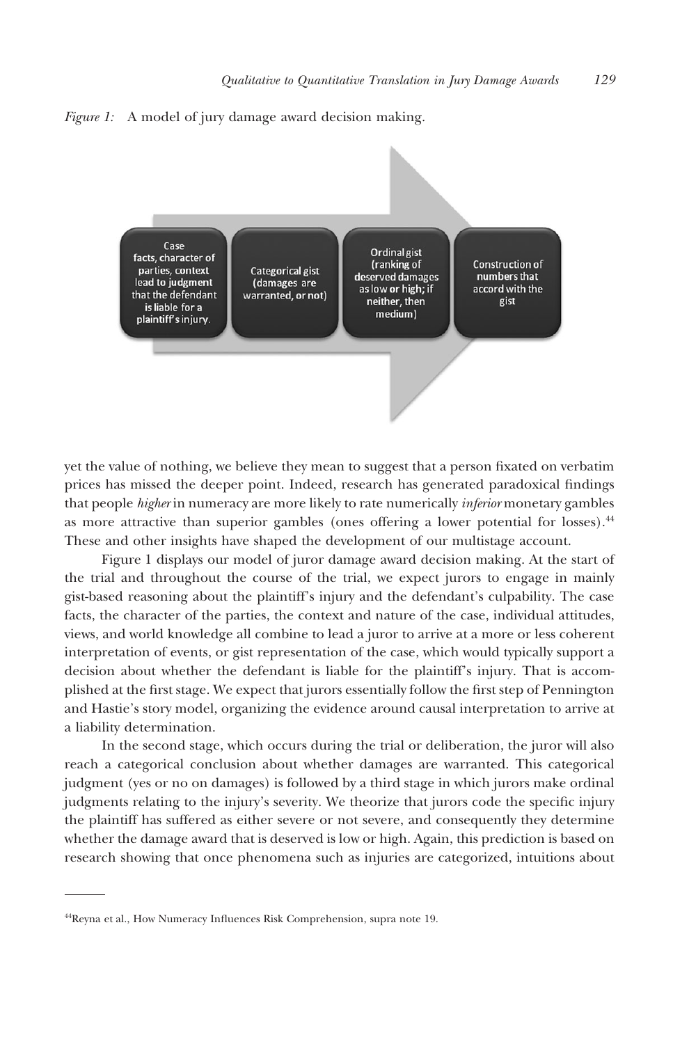*Figure 1:* A model of jury damage award decision making.

Case facts, character of parties, context lead to judgment that the defendant is liable for a plaintiff's injury.

Categorical gist (damages are warranted, or not)

Ordinal gist (ranking of deserved damages as low or high; if neither, then medium)

Construction of numbers that accord with the gist

yet the value of nothing, we believe they mean to suggest that a person fixated on verbatim prices has missed the deeper point. Indeed, research has generated paradoxical findings that people *higher* in numeracy are more likely to rate numerically *inferior* monetary gambles as more attractive than superior gambles (ones offering a lower potential for losses).[44] These and other insights have shaped the development of our multistage account.

Figure 1 displays our model of juror damage award decision making. At the start of the trial and throughout the course of the trial, we expect jurors to engage in mainly gist-based reasoning about the plaintiff's injury and the defendant's culpability. The case facts, the character of the parties, the context and nature of the case, individual attitudes, views, and world knowledge all combine to lead a juror to arrive at a more or less coherent interpretation of events, or gist representation of the case, which would typically support a decision about whether the defendant is liable for the plaintiff's injury. That is accomplished at the first stage. We expect that jurors essentially follow the first step of Pennington and Hastie's story model, organizing the evidence around causal interpretation to arrive at a liability determination.

In the second stage, which occurs during the trial or deliberation, the juror will also reach a categorical conclusion about whether damages are warranted. This categorical judgment (yes or no on damages) is followed by a third stage in which jurors make ordinal judgments relating to the injury's severity. We theorize that jurors code the specific injury the plaintiff has suffered as either severe or not severe, and consequently they determine whether the damage award that is deserved is low or high. Again, this prediction is based on research showing that once phenomena such as injuries are categorized, intuitions about

[44]Reyna et al., How Numeracy Influences Risk Comprehension, supra note 19.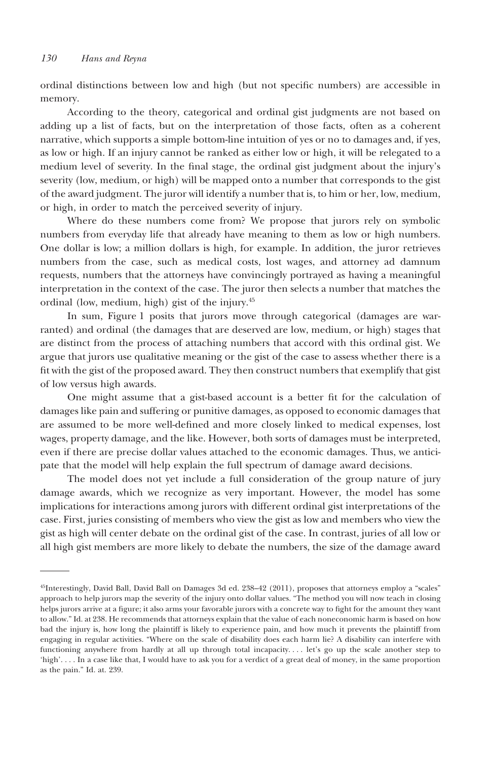ordinal distinctions between low and high (but not specific numbers) are accessible in memory.

According to the theory, categorical and ordinal gist judgments are not based on adding up a list of facts, but on the interpretation of those facts, often as a coherent narrative, which supports a simple bottom-line intuition of yes or no to damages and, if yes, as low or high. If an injury cannot be ranked as either low or high, it will be relegated to a medium level of severity. In the final stage, the ordinal gist judgment about the injury's severity (low, medium, or high) will be mapped onto a number that corresponds to the gist of the award judgment. The juror will identify a number that is, to him or her, low, medium, or high, in order to match the perceived severity of injury.

Where do these numbers come from? We propose that jurors rely on symbolic numbers from everyday life that already have meaning to them as low or high numbers. One dollar is low; a million dollars is high, for example. In addition, the juror retrieves numbers from the case, such as medical costs, lost wages, and attorney ad damnum requests, numbers that the attorneys have convincingly portrayed as having a meaningful interpretation in the context of the case. The juror then selects a number that matches the ordinal (low, medium, high) gist of the injury.[45]

In sum, Figure 1 posits that jurors move through categorical (damages are warranted) and ordinal (the damages that are deserved are low, medium, or high) stages that are distinct from the process of attaching numbers that accord with this ordinal gist. We argue that jurors use qualitative meaning or the gist of the case to assess whether there is a fit with the gist of the proposed award. They then construct numbers that exemplify that gist of low versus high awards.

One might assume that a gist-based account is a better fit for the calculation of damages like pain and suffering or punitive damages, as opposed to economic damages that are assumed to be more well-defined and more closely linked to medical expenses, lost wages, property damage, and the like. However, both sorts of damages must be interpreted, even if there are precise dollar values attached to the economic damages. Thus, we anticipate that the model will help explain the full spectrum of damage award decisions.

The model does not yet include a full consideration of the group nature of jury damage awards, which we recognize as very important. However, the model has some implications for interactions among jurors with different ordinal gist interpretations of the case. First, juries consisting of members who view the gist as low and members who view the gist as high will center debate on the ordinal gist of the case. In contrast, juries of all low or all high gist members are more likely to debate the numbers, the size of the damage award

---

[45]Interestingly, David Ball, David Ball on Damages 3d ed. 238–42 (2011), proposes that attorneys employ a "scales" approach to help jurors map the severity of the injury onto dollar values. "The method you will now teach in closing helps jurors arrive at a figure; it also arms your favorable jurors with a concrete way to fight for the amount they want to allow." Id. at 238. He recommends that attorneys explain that the value of each noneconomic harm is based on how bad the injury is, how long the plaintiff is likely to experience pain, and how much it prevents the plaintiff from engaging in regular activities. "Where on the scale of disability does each harm lie? A disability can interfere with functioning anywhere from hardly at all up through total incapacity. . . . let's go up the scale another step to 'high'. . . . In a case like that, I would have to ask you for a verdict of a great deal of money, in the same proportion as the pain." Id. at. 239.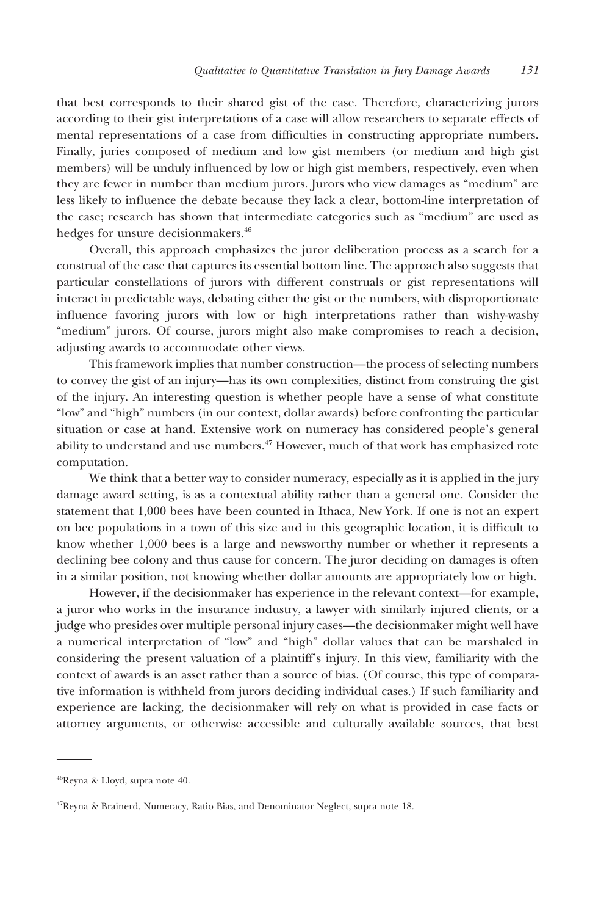that best corresponds to their shared gist of the case. Therefore, characterizing jurors according to their gist interpretations of a case will allow researchers to separate effects of mental representations of a case from difficulties in constructing appropriate numbers. Finally, juries composed of medium and low gist members (or medium and high gist members) will be unduly influenced by low or high gist members, respectively, even when they are fewer in number than medium jurors. Jurors who view damages as "medium" are less likely to influence the debate because they lack a clear, bottom-line interpretation of the case; research has shown that intermediate categories such as "medium" are used as hedges for unsure decisionmakers.[46]

Overall, this approach emphasizes the juror deliberation process as a search for a construal of the case that captures its essential bottom line. The approach also suggests that particular constellations of jurors with different construals or gist representations will interact in predictable ways, debating either the gist or the numbers, with disproportionate influence favoring jurors with low or high interpretations rather than wishy-washy "medium" jurors. Of course, jurors might also make compromises to reach a decision, adjusting awards to accommodate other views.

This framework implies that number construction—the process of selecting numbers to convey the gist of an injury—has its own complexities, distinct from construing the gist of the injury. An interesting question is whether people have a sense of what constitute "low" and "high" numbers (in our context, dollar awards) before confronting the particular situation or case at hand. Extensive work on numeracy has considered people's general ability to understand and use numbers.[47] However, much of that work has emphasized rote computation.

We think that a better way to consider numeracy, especially as it is applied in the jury damage award setting, is as a contextual ability rather than a general one. Consider the statement that 1,000 bees have been counted in Ithaca, New York. If one is not an expert on bee populations in a town of this size and in this geographic location, it is difficult to know whether 1,000 bees is a large and newsworthy number or whether it represents a declining bee colony and thus cause for concern. The juror deciding on damages is often in a similar position, not knowing whether dollar amounts are appropriately low or high.

However, if the decisionmaker has experience in the relevant context—for example, a juror who works in the insurance industry, a lawyer with similarly injured clients, or a judge who presides over multiple personal injury cases—the decisionmaker might well have a numerical interpretation of "low" and "high" dollar values that can be marshaled in considering the present valuation of a plaintiff's injury. In this view, familiarity with the context of awards is an asset rather than a source of bias. (Of course, this type of comparative information is withheld from jurors deciding individual cases.) If such familiarity and experience are lacking, the decisionmaker will rely on what is provided in case facts or attorney arguments, or otherwise accessible and culturally available sources, that best

---

[46] Reyna & Lloyd, supra note 40.

[47] Reyna & Brainerd, Numeracy, Ratio Bias, and Denominator Neglect, supra note 18.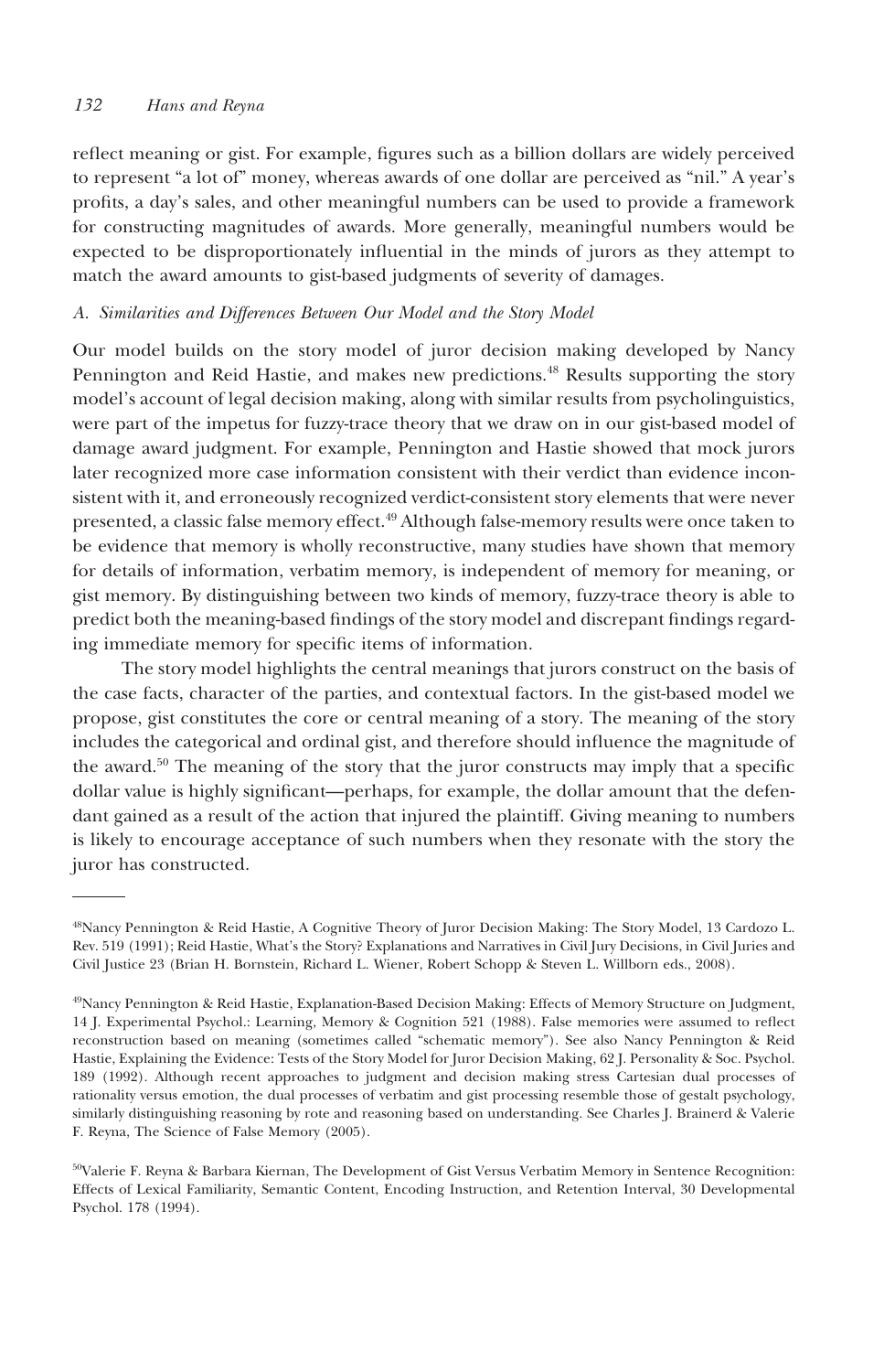reflect meaning or gist. For example, figures such as a billion dollars are widely perceived to represent "a lot of" money, whereas awards of one dollar are perceived as "nil." A year's profits, a day's sales, and other meaningful numbers can be used to provide a framework for constructing magnitudes of awards. More generally, meaningful numbers would be expected to be disproportionately influential in the minds of jurors as they attempt to match the award amounts to gist-based judgments of severity of damages.

### *A. Similarities and Differences Between Our Model and the Story Model*

Our model builds on the story model of juror decision making developed by Nancy Pennington and Reid Hastie, and makes new predictions.[48] Results supporting the story model's account of legal decision making, along with similar results from psycholinguistics, were part of the impetus for fuzzy-trace theory that we draw on in our gist-based model of damage award judgment. For example, Pennington and Hastie showed that mock jurors later recognized more case information consistent with their verdict than evidence inconsistent with it, and erroneously recognized verdict-consistent story elements that were never presented, a classic false memory effect.[49] Although false-memory results were once taken to be evidence that memory is wholly reconstructive, many studies have shown that memory for details of information, verbatim memory, is independent of memory for meaning, or gist memory. By distinguishing between two kinds of memory, fuzzy-trace theory is able to predict both the meaning-based findings of the story model and discrepant findings regarding immediate memory for specific items of information.

The story model highlights the central meanings that jurors construct on the basis of the case facts, character of the parties, and contextual factors. In the gist-based model we propose, gist constitutes the core or central meaning of a story. The meaning of the story includes the categorical and ordinal gist, and therefore should influence the magnitude of the award.[50] The meaning of the story that the juror constructs may imply that a specific dollar value is highly significant—perhaps, for example, the dollar amount that the defendant gained as a result of the action that injured the plaintiff. Giving meaning to numbers is likely to encourage acceptance of such numbers when they resonate with the story the juror has constructed.

---

[48]Nancy Pennington & Reid Hastie, A Cognitive Theory of Juror Decision Making: The Story Model, 13 Cardozo L. Rev. 519 (1991); Reid Hastie, What's the Story? Explanations and Narratives in Civil Jury Decisions, in Civil Juries and Civil Justice 23 (Brian H. Bornstein, Richard L. Wiener, Robert Schopp & Steven L. Willborn eds., 2008).

[49]Nancy Pennington & Reid Hastie, Explanation-Based Decision Making: Effects of Memory Structure on Judgment, 14 J. Experimental Psychol.: Learning, Memory & Cognition 521 (1988). False memories were assumed to reflect reconstruction based on meaning (sometimes called "schematic memory"). See also Nancy Pennington & Reid Hastie, Explaining the Evidence: Tests of the Story Model for Juror Decision Making, 62 J. Personality & Soc. Psychol. 189 (1992). Although recent approaches to judgment and decision making stress Cartesian dual processes of rationality versus emotion, the dual processes of verbatim and gist processing resemble those of gestalt psychology, similarly distinguishing reasoning by rote and reasoning based on understanding. See Charles J. Brainerd & Valerie F. Reyna, The Science of False Memory (2005).

[50]Valerie F. Reyna & Barbara Kiernan, The Development of Gist Versus Verbatim Memory in Sentence Recognition: Effects of Lexical Familiarity, Semantic Content, Encoding Instruction, and Retention Interval, 30 Developmental Psychol. 178 (1994).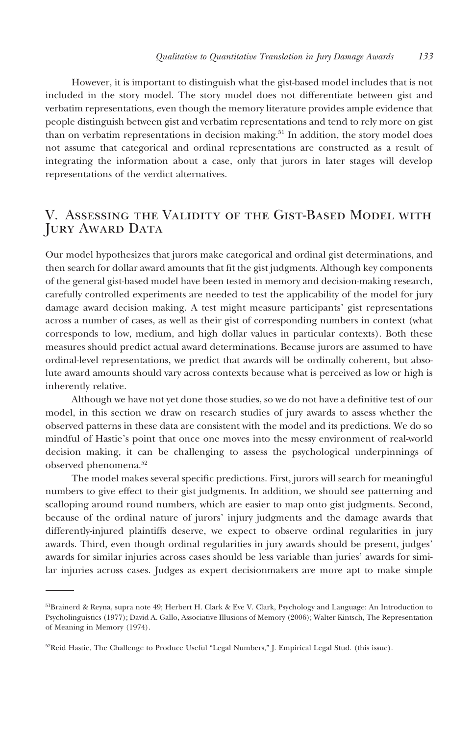However, it is important to distinguish what the gist-based model includes that is not included in the story model. The story model does not differentiate between gist and verbatim representations, even though the memory literature provides ample evidence that people distinguish between gist and verbatim representations and tend to rely more on gist than on verbatim representations in decision making.[51] In addition, the story model does not assume that categorical and ordinal representations are constructed as a result of integrating the information about a case, only that jurors in later stages will develop representations of the verdict alternatives.

## V. Assessing the Validity of the Gist-Based Model with Jury Award Data

Our model hypothesizes that jurors make categorical and ordinal gist determinations, and then search for dollar award amounts that fit the gist judgments. Although key components of the general gist-based model have been tested in memory and decision-making research, carefully controlled experiments are needed to test the applicability of the model for jury damage award decision making. A test might measure participants' gist representations across a number of cases, as well as their gist of corresponding numbers in context (what corresponds to low, medium, and high dollar values in particular contexts). Both these measures should predict actual award determinations. Because jurors are assumed to have ordinal-level representations, we predict that awards will be ordinally coherent, but absolute award amounts should vary across contexts because what is perceived as low or high is inherently relative.

Although we have not yet done those studies, so we do not have a definitive test of our model, in this section we draw on research studies of jury awards to assess whether the observed patterns in these data are consistent with the model and its predictions. We do so mindful of Hastie's point that once one moves into the messy environment of real-world decision making, it can be challenging to assess the psychological underpinnings of observed phenomena.[52]

The model makes several specific predictions. First, jurors will search for meaningful numbers to give effect to their gist judgments. In addition, we should see patterning and scalloping around round numbers, which are easier to map onto gist judgments. Second, because of the ordinal nature of jurors' injury judgments and the damage awards that differently-injured plaintiffs deserve, we expect to observe ordinal regularities in jury awards. Third, even though ordinal regularities in jury awards should be present, judges' awards for similar injuries across cases should be less variable than juries' awards for similar injuries across cases. Judges as expert decisionmakers are more apt to make simple

---

[51]Brainerd & Reyna, supra note 49; Herbert H. Clark & Eve V. Clark, Psychology and Language: An Introduction to Psycholinguistics (1977); David A. Gallo, Associative Illusions of Memory (2006); Walter Kintsch, The Representation of Meaning in Memory (1974).

[52]Reid Hastie, The Challenge to Produce Useful "Legal Numbers," J. Empirical Legal Stud. (this issue).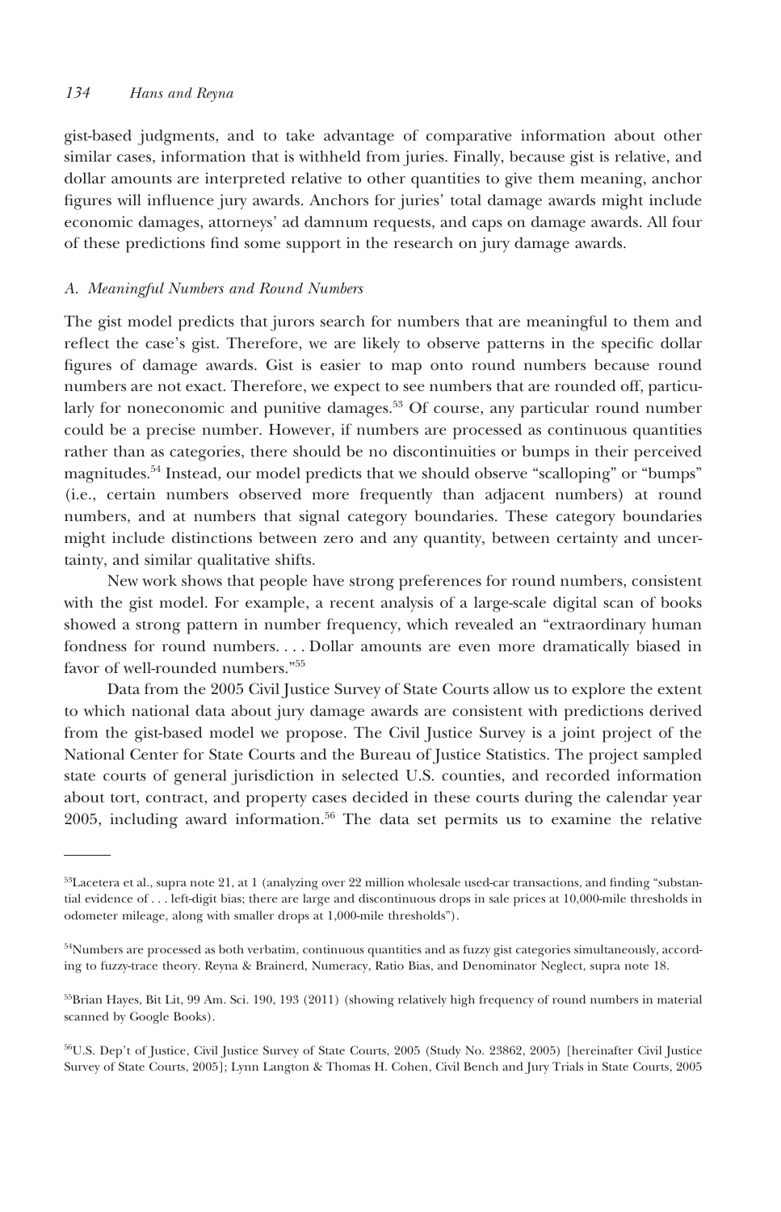gist-based judgments, and to take advantage of comparative information about other similar cases, information that is withheld from juries. Finally, because gist is relative, and dollar amounts are interpreted relative to other quantities to give them meaning, anchor figures will influence jury awards. Anchors for juries' total damage awards might include economic damages, attorneys' ad damnum requests, and caps on damage awards. All four of these predictions find some support in the research on jury damage awards.

### *A. Meaningful Numbers and Round Numbers*

The gist model predicts that jurors search for numbers that are meaningful to them and reflect the case's gist. Therefore, we are likely to observe patterns in the specific dollar figures of damage awards. Gist is easier to map onto round numbers because round numbers are not exact. Therefore, we expect to see numbers that are rounded off, particularly for noneconomic and punitive damages.[53] Of course, any particular round number could be a precise number. However, if numbers are processed as continuous quantities rather than as categories, there should be no discontinuities or bumps in their perceived magnitudes.[54] Instead, our model predicts that we should observe "scalloping" or "bumps" (i.e., certain numbers observed more frequently than adjacent numbers) at round numbers, and at numbers that signal category boundaries. These category boundaries might include distinctions between zero and any quantity, between certainty and uncertainty, and similar qualitative shifts.

New work shows that people have strong preferences for round numbers, consistent with the gist model. For example, a recent analysis of a large-scale digital scan of books showed a strong pattern in number frequency, which revealed an "extraordinary human fondness for round numbers. . . . Dollar amounts are even more dramatically biased in favor of well-rounded numbers."[55]

Data from the 2005 Civil Justice Survey of State Courts allow us to explore the extent to which national data about jury damage awards are consistent with predictions derived from the gist-based model we propose. The Civil Justice Survey is a joint project of the National Center for State Courts and the Bureau of Justice Statistics. The project sampled state courts of general jurisdiction in selected U.S. counties, and recorded information about tort, contract, and property cases decided in these courts during the calendar year 2005, including award information.[56] The data set permits us to examine the relative

---

[53]Lacetera et al., supra note 21, at 1 (analyzing over 22 million wholesale used-car transactions, and finding "substantial evidence of . . . left-digit bias; there are large and discontinuous drops in sale prices at 10,000-mile thresholds in odometer mileage, along with smaller drops at 1,000-mile thresholds").

[54]Numbers are processed as both verbatim, continuous quantities and as fuzzy gist categories simultaneously, according to fuzzy-trace theory. Reyna & Brainerd, Numeracy, Ratio Bias, and Denominator Neglect, supra note 18.

[55]Brian Hayes, Bit Lit, 99 Am. Sci. 190, 193 (2011) (showing relatively high frequency of round numbers in material scanned by Google Books).

[56]U.S. Dep't of Justice, Civil Justice Survey of State Courts, 2005 (Study No. 23862, 2005) [hereinafter Civil Justice Survey of State Courts, 2005]; Lynn Langton & Thomas H. Cohen, Civil Bench and Jury Trials in State Courts, 2005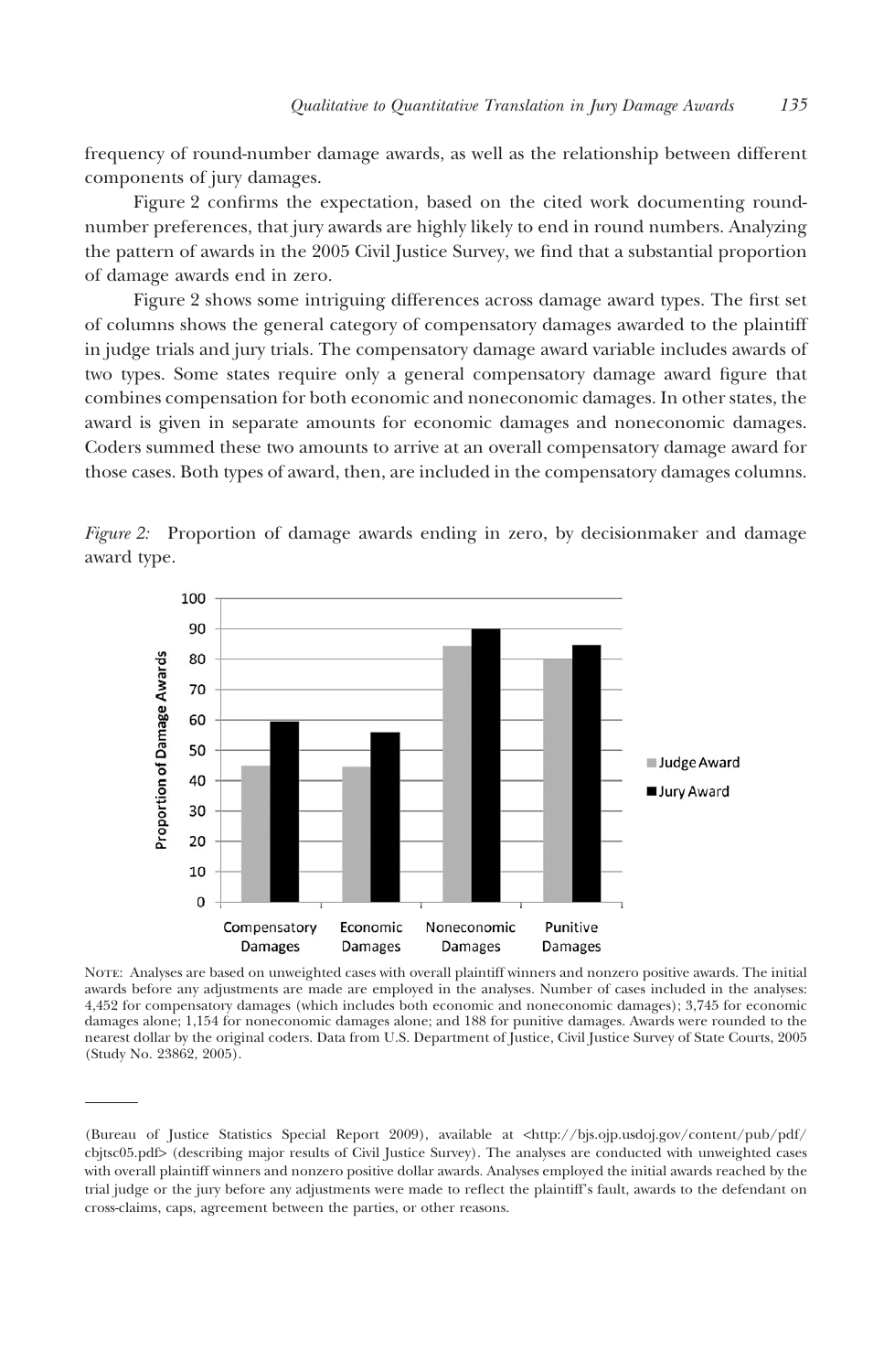frequency of round-number damage awards, as well as the relationship between different components of jury damages.

Figure 2 confirms the expectation, based on the cited work documenting round-number preferences, that jury awards are highly likely to end in round numbers. Analyzing the pattern of awards in the 2005 Civil Justice Survey, we find that a substantial proportion of damage awards end in zero.

Figure 2 shows some intriguing differences across damage award types. The first set of columns shows the general category of compensatory damages awarded to the plaintiff in judge trials and jury trials. The compensatory damage award variable includes awards of two types. Some states require only a general compensatory damage award figure that combines compensation for both economic and noneconomic damages. In other states, the award is given in separate amounts for economic damages and noneconomic damages. Coders summed these two amounts to arrive at an overall compensatory damage award for those cases. Both types of award, then, are included in the compensatory damages columns.

*Figure 2:* Proportion of damage awards ending in zero, by decisionmaker and damage award type.

Proportion of Damage Awards

100
90
80
70
60
50
40
30
20
10
0

Compensatory Damages
Economic Damages
Noneconomic Damages
Punitive Damages

Judge Award
Jury Award

Note: Analyses are based on unweighted cases with overall plaintiff winners and nonzero positive awards. The initial awards before any adjustments are made are employed in the analyses. Number of cases included in the analyses: 4,452 for compensatory damages (which includes both economic and noneconomic damages); 3,745 for economic damages alone; 1,154 for noneconomic damages alone; and 188 for punitive damages. Awards were rounded to the nearest dollar by the original coders. Data from U.S. Department of Justice, Civil Justice Survey of State Courts, 2005 (Study No. 23862, 2005).

---

(Bureau of Justice Statistics Special Report 2009), available at <http://bjs.ojp.usdoj.gov/content/pub/pdf/cbjtsc05.pdf> (describing major results of Civil Justice Survey). The analyses are conducted with unweighted cases with overall plaintiff winners and nonzero positive dollar awards. Analyses employed the initial awards reached by the trial judge or the jury before any adjustments were made to reflect the plaintiff's fault, awards to the defendant on cross-claims, caps, agreement between the parties, or other reasons.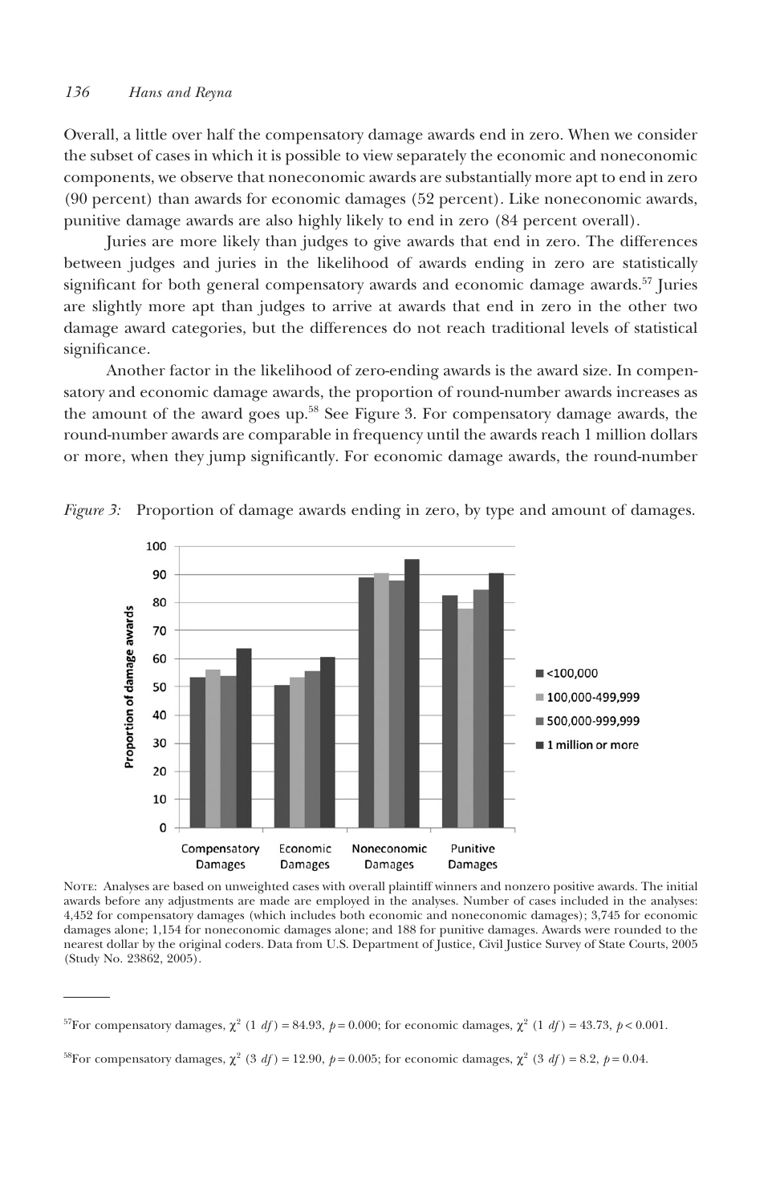Overall, a little over half the compensatory damage awards end in zero. When we consider the subset of cases in which it is possible to view separately the economic and noneconomic components, we observe that noneconomic awards are substantially more apt to end in zero (90 percent) than awards for economic damages (52 percent). Like noneconomic awards, punitive damage awards are also highly likely to end in zero (84 percent overall).

Juries are more likely than judges to give awards that end in zero. The differences between judges and juries in the likelihood of awards ending in zero are statistically significant for both general compensatory awards and economic damage awards.[57] Juries are slightly more apt than judges to arrive at awards that end in zero in the other two damage award categories, but the differences do not reach traditional levels of statistical significance.

Another factor in the likelihood of zero-ending awards is the award size. In compensatory and economic damage awards, the proportion of round-number awards increases as the amount of the award goes up.[58] See Figure 3. For compensatory damage awards, the round-number awards are comparable in frequency until the awards reach 1 million dollars or more, when they jump significantly. For economic damage awards, the round-number

*Figure 3:* Proportion of damage awards ending in zero, by type and amount of damages.

Proportion of damage awards

100
90
80
70
60
50
40
30
20
10
0

Compensatory Damages
Economic Damages
Noneconomic Damages
Punitive Damages

<100,000
100,000-499,999
500,000-999,999
1 million or more

NOTE: Analyses are based on unweighted cases with overall plaintiff winners and nonzero positive awards. The initial awards before any adjustments are made are employed in the analyses. Number of cases included in the analyses: 4,452 for compensatory damages (which includes both economic and noneconomic damages); 3,745 for economic damages alone; 1,154 for noneconomic damages alone; and 188 for punitive damages. Awards were rounded to the nearest dollar by the original coders. Data from U.S. Department of Justice, Civil Justice Survey of State Courts, 2005 (Study No. 23862, 2005).

---

[57]For compensatory damages, $\chi^2$ (1 *df*) = 84.93, $p = 0.000$; for economic damages, $\chi^2$ (1 *df*) = 43.73, $p < 0.001$.

[58]For compensatory damages, $\chi^2$ (3 *df*) = 12.90, $p = 0.005$; for economic damages, $\chi^2$ (3 *df*) = 8.2, $p = 0.04$.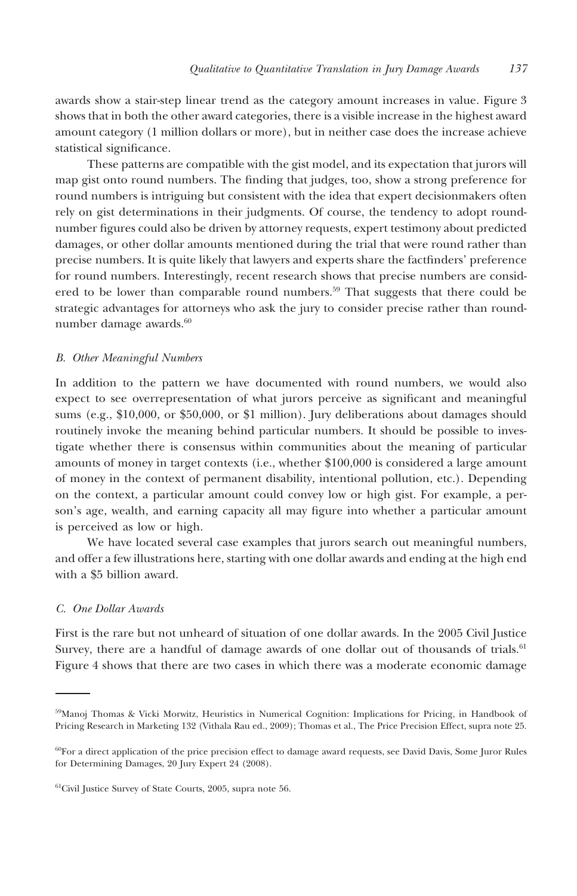awards show a stair-step linear trend as the category amount increases in value. Figure 3 shows that in both the other award categories, there is a visible increase in the highest award amount category (1 million dollars or more), but in neither case does the increase achieve statistical significance.

These patterns are compatible with the gist model, and its expectation that jurors will map gist onto round numbers. The finding that judges, too, show a strong preference for round numbers is intriguing but consistent with the idea that expert decisionmakers often rely on gist determinations in their judgments. Of course, the tendency to adopt round-number figures could also be driven by attorney requests, expert testimony about predicted damages, or other dollar amounts mentioned during the trial that were round rather than precise numbers. It is quite likely that lawyers and experts share the factfinders' preference for round numbers. Interestingly, recent research shows that precise numbers are considered to be lower than comparable round numbers.[59] That suggests that there could be strategic advantages for attorneys who ask the jury to consider precise rather than round-number damage awards.[60]

### B. Other Meaningful Numbers

In addition to the pattern we have documented with round numbers, we would also expect to see overrepresentation of what jurors perceive as significant and meaningful sums (e.g., $10,000, or $50,000, or $1 million). Jury deliberations about damages should routinely invoke the meaning behind particular numbers. It should be possible to investigate whether there is consensus within communities about the meaning of particular amounts of money in target contexts (i.e., whether $100,000 is considered a large amount of money in the context of permanent disability, intentional pollution, etc.). Depending on the context, a particular amount could convey low or high gist. For example, a person's age, wealth, and earning capacity all may figure into whether a particular amount is perceived as low or high.

We have located several case examples that jurors search out meaningful numbers, and offer a few illustrations here, starting with one dollar awards and ending at the high end with a $5 billion award.

### C. One Dollar Awards

First is the rare but not unheard of situation of one dollar awards. In the 2005 Civil Justice Survey, there are a handful of damage awards of one dollar out of thousands of trials.[61] Figure 4 shows that there are two cases in which there was a moderate economic damage

---

[59] Manoj Thomas & Vicki Morwitz, Heuristics in Numerical Cognition: Implications for Pricing, in Handbook of Pricing Research in Marketing 132 (Vithala Rau ed., 2009); Thomas et al., The Price Precision Effect, supra note 25.

[60] For a direct application of the price precision effect to damage award requests, see David Davis, Some Juror Rules for Determining Damages, 20 Jury Expert 24 (2008).

[61] Civil Justice Survey of State Courts, 2005, supra note 56.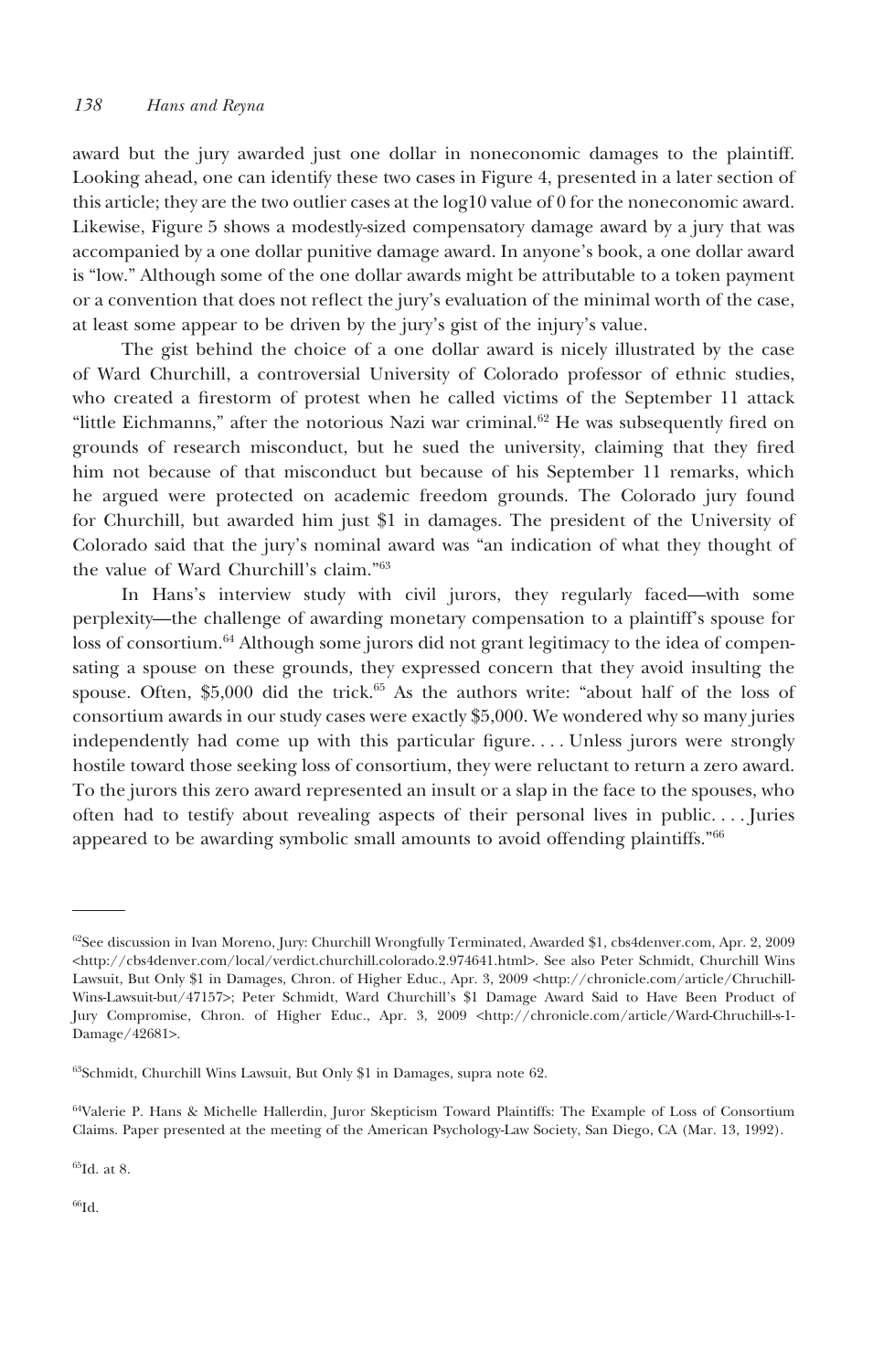award but the jury awarded just one dollar in noneconomic damages to the plaintiff. Looking ahead, one can identify these two cases in Figure 4, presented in a later section of this article; they are the two outlier cases at the log10 value of 0 for the noneconomic award. Likewise, Figure 5 shows a modestly-sized compensatory damage award by a jury that was accompanied by a one dollar punitive damage award. In anyone's book, a one dollar award is "low." Although some of the one dollar awards might be attributable to a token payment or a convention that does not reflect the jury's evaluation of the minimal worth of the case, at least some appear to be driven by the jury's gist of the injury's value.

The gist behind the choice of a one dollar award is nicely illustrated by the case of Ward Churchill, a controversial University of Colorado professor of ethnic studies, who created a firestorm of protest when he called victims of the September 11 attack "little Eichmanns," after the notorious Nazi war criminal.[62] He was subsequently fired on grounds of research misconduct, but he sued the university, claiming that they fired him not because of that misconduct but because of his September 11 remarks, which he argued were protected on academic freedom grounds. The Colorado jury found for Churchill, but awarded him just $1 in damages. The president of the University of Colorado said that the jury's nominal award was "an indication of what they thought of the value of Ward Churchill's claim."[63]

In Hans's interview study with civil jurors, they regularly faced—with some perplexity—the challenge of awarding monetary compensation to a plaintiff's spouse for loss of consortium.[64] Although some jurors did not grant legitimacy to the idea of compensating a spouse on these grounds, they expressed concern that they avoid insulting the spouse. Often, $5,000 did the trick.[65] As the authors write: "about half of the loss of consortium awards in our study cases were exactly $5,000. We wondered why so many juries independently had come up with this particular figure. . . . Unless jurors were strongly hostile toward those seeking loss of consortium, they were reluctant to return a zero award. To the jurors this zero award represented an insult or a slap in the face to the spouses, who often had to testify about revealing aspects of their personal lives in public. . . . Juries appeared to be awarding symbolic small amounts to avoid offending plaintiffs."[66]

---

[62]See discussion in Ivan Moreno, Jury: Churchill Wrongfully Terminated, Awarded $1, cbs4denver.com, Apr. 2, 2009 <http://cbs4denver.com/local/verdict.churchill.colorado.2.974641.html>. See also Peter Schmidt, Churchill Wins Lawsuit, But Only $1 in Damages, Chron. of Higher Educ., Apr. 3, 2009 <http://chronicle.com/article/Chruchill-Wins-Lawsuit-but/47157>; Peter Schmidt, Ward Churchill's $1 Damage Award Said to Have Been Product of Jury Compromise, Chron. of Higher Educ., Apr. 3, 2009 <http://chronicle.com/article/Ward-Chruchill-s-1-Damage/42681>.

[63]Schmidt, Churchill Wins Lawsuit, But Only $1 in Damages, supra note 62.

[64]Valerie P. Hans & Michelle Hallerdin, Juror Skepticism Toward Plaintiffs: The Example of Loss of Consortium Claims. Paper presented at the meeting of the American Psychology-Law Society, San Diego, CA (Mar. 13, 1992).

[65]Id. at 8.

[66]Id.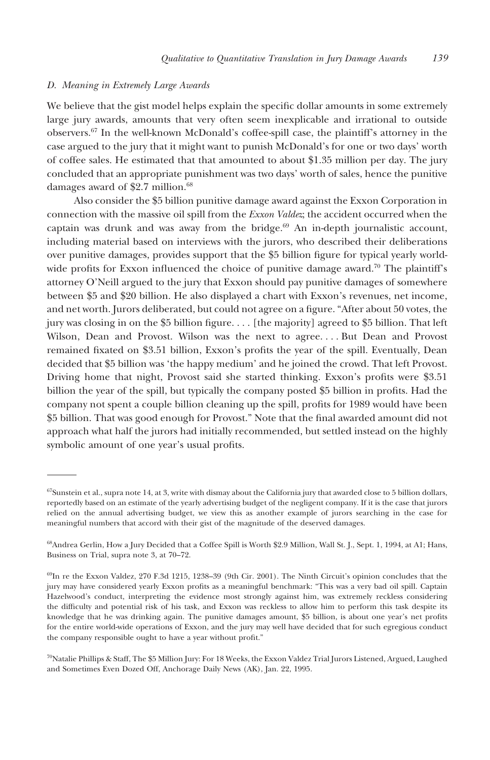### *D. Meaning in Extremely Large Awards*

We believe that the gist model helps explain the specific dollar amounts in some extremely large jury awards, amounts that very often seem inexplicable and irrational to outside observers.[67] In the well-known McDonald's coffee-spill case, the plaintiff's attorney in the case argued to the jury that it might want to punish McDonald's for one or two days' worth of coffee sales. He estimated that that amounted to about $1.35 million per day. The jury concluded that an appropriate punishment was two days' worth of sales, hence the punitive damages award of $2.7 million.[68]

Also consider the $5 billion punitive damage award against the Exxon Corporation in connection with the massive oil spill from the *Exxon Valdez*; the accident occurred when the captain was drunk and was away from the bridge.[69] An in-depth journalistic account, including material based on interviews with the jurors, who described their deliberations over punitive damages, provides support that the $5 billion figure for typical yearly worldwide profits for Exxon influenced the choice of punitive damage award.[70] The plaintiff's attorney O'Neill argued to the jury that Exxon should pay punitive damages of somewhere between $5 and $20 billion. He also displayed a chart with Exxon's revenues, net income, and net worth. Jurors deliberated, but could not agree on a figure. "After about 50 votes, the jury was closing in on the $5 billion figure. . . . [the majority] agreed to $5 billion. That left Wilson, Dean and Provost. Wilson was the next to agree. . . . But Dean and Provost remained fixated on $3.51 billion, Exxon's profits the year of the spill. Eventually, Dean decided that $5 billion was 'the happy medium' and he joined the crowd. That left Provost. Driving home that night, Provost said she started thinking. Exxon's profits were $3.51 billion the year of the spill, but typically the company posted $5 billion in profits. Had the company not spent a couple billion cleaning up the spill, profits for 1989 would have been $5 billion. That was good enough for Provost." Note that the final awarded amount did not approach what half the jurors had initially recommended, but settled instead on the highly symbolic amount of one year's usual profits.

---

[67] Sunstein et al., supra note 14, at 3, write with dismay about the California jury that awarded close to 5 billion dollars, reportedly based on an estimate of the yearly advertising budget of the negligent company. If it is the case that jurors relied on the annual advertising budget, we view this as another example of jurors searching in the case for meaningful numbers that accord with their gist of the magnitude of the deserved damages.

[68] Andrea Gerlin, How a Jury Decided that a Coffee Spill is Worth $2.9 Million, Wall St. J., Sept. 1, 1994, at A1; Hans, Business on Trial, supra note 3, at 70–72.

[69] In re the Exxon Valdez, 270 F.3d 1215, 1238–39 (9th Cir. 2001). The Ninth Circuit's opinion concludes that the jury may have considered yearly Exxon profits as a meaningful benchmark: "This was a very bad oil spill. Captain Hazelwood's conduct, interpreting the evidence most strongly against him, was extremely reckless considering the difficulty and potential risk of his task, and Exxon was reckless to allow him to perform this task despite its knowledge that he was drinking again. The punitive damages amount, $5 billion, is about one year's net profits for the entire world-wide operations of Exxon, and the jury may well have decided that for such egregious conduct the company responsible ought to have a year without profit."

[70] Natalie Phillips & Staff, The $5 Million Jury: For 18 Weeks, the Exxon Valdez Trial Jurors Listened, Argued, Laughed and Sometimes Even Dozed Off, Anchorage Daily News (AK), Jan. 22, 1995.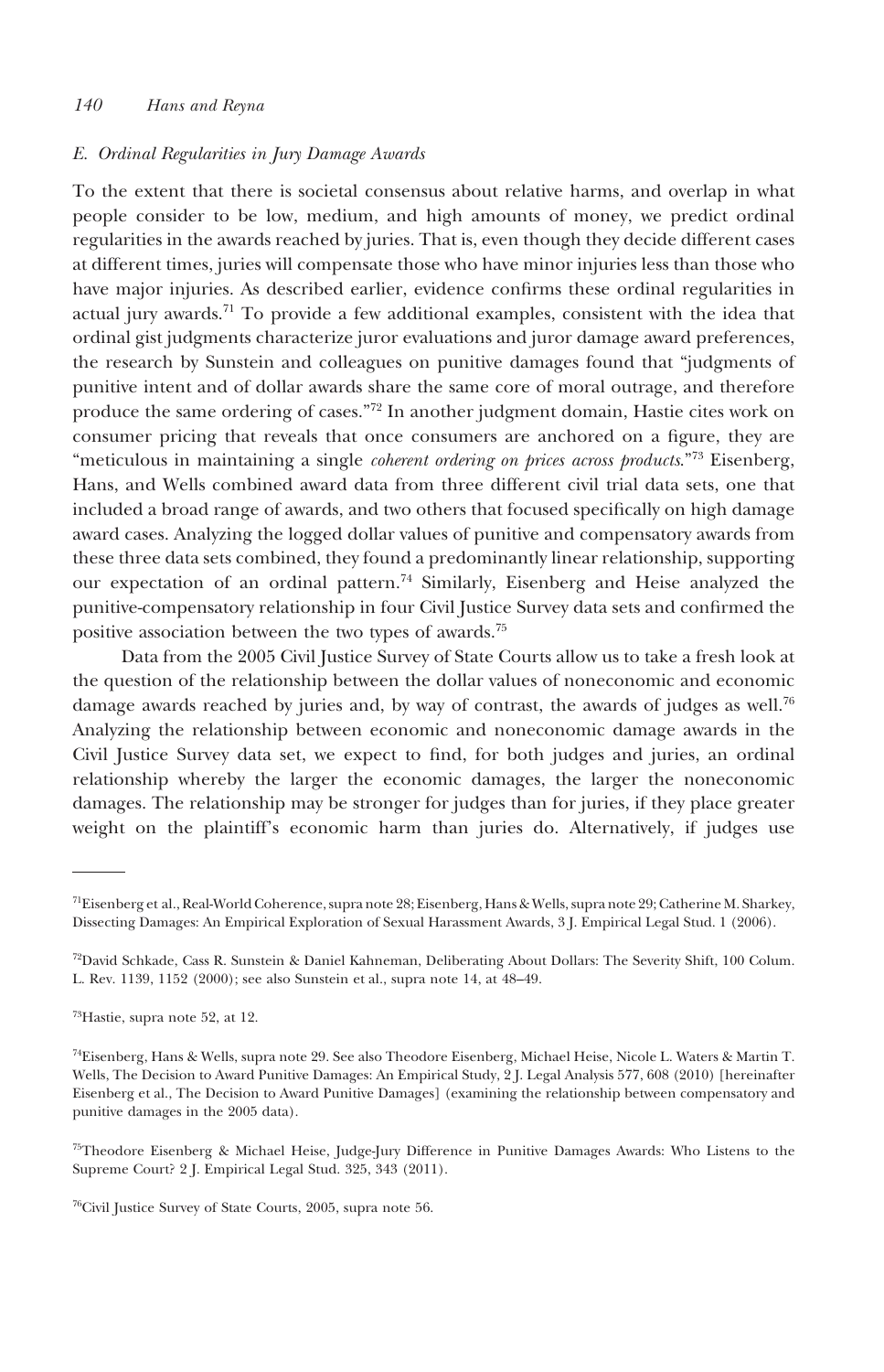### *E. Ordinal Regularities in Jury Damage Awards*

To the extent that there is societal consensus about relative harms, and overlap in what people consider to be low, medium, and high amounts of money, we predict ordinal regularities in the awards reached by juries. That is, even though they decide different cases at different times, juries will compensate those who have minor injuries less than those who have major injuries. As described earlier, evidence confirms these ordinal regularities in actual jury awards.[71] To provide a few additional examples, consistent with the idea that ordinal gist judgments characterize juror evaluations and juror damage award preferences, the research by Sunstein and colleagues on punitive damages found that "judgments of punitive intent and of dollar awards share the same core of moral outrage, and therefore produce the same ordering of cases."[72] In another judgment domain, Hastie cites work on consumer pricing that reveals that once consumers are anchored on a figure, they are "meticulous in maintaining a single *coherent ordering on prices across products*."[73] Eisenberg, Hans, and Wells combined award data from three different civil trial data sets, one that included a broad range of awards, and two others that focused specifically on high damage award cases. Analyzing the logged dollar values of punitive and compensatory awards from these three data sets combined, they found a predominantly linear relationship, supporting our expectation of an ordinal pattern.[74] Similarly, Eisenberg and Heise analyzed the punitive-compensatory relationship in four Civil Justice Survey data sets and confirmed the positive association between the two types of awards.[75]

Data from the 2005 Civil Justice Survey of State Courts allow us to take a fresh look at the question of the relationship between the dollar values of noneconomic and economic damage awards reached by juries and, by way of contrast, the awards of judges as well.[76] Analyzing the relationship between economic and noneconomic damage awards in the Civil Justice Survey data set, we expect to find, for both judges and juries, an ordinal relationship whereby the larger the economic damages, the larger the noneconomic damages. The relationship may be stronger for judges than for juries, if they place greater weight on the plaintiff's economic harm than juries do. Alternatively, if judges use

---

[71] Eisenberg et al., Real-World Coherence, supra note 28; Eisenberg, Hans & Wells, supra note 29; Catherine M. Sharkey, Dissecting Damages: An Empirical Exploration of Sexual Harassment Awards, 3 J. Empirical Legal Stud. 1 (2006).

[72] David Schkade, Cass R. Sunstein & Daniel Kahneman, Deliberating About Dollars: The Severity Shift, 100 Colum. L. Rev. 1139, 1152 (2000); see also Sunstein et al., supra note 14, at 48–49.

[73] Hastie, supra note 52, at 12.

[74] Eisenberg, Hans & Wells, supra note 29. See also Theodore Eisenberg, Michael Heise, Nicole L. Waters & Martin T. Wells, The Decision to Award Punitive Damages: An Empirical Study, 2 J. Legal Analysis 577, 608 (2010) [hereinafter Eisenberg et al., The Decision to Award Punitive Damages] (examining the relationship between compensatory and punitive damages in the 2005 data).

[75] Theodore Eisenberg & Michael Heise, Judge-Jury Difference in Punitive Damages Awards: Who Listens to the Supreme Court? 2 J. Empirical Legal Stud. 325, 343 (2011).

[76] Civil Justice Survey of State Courts, 2005, supra note 56.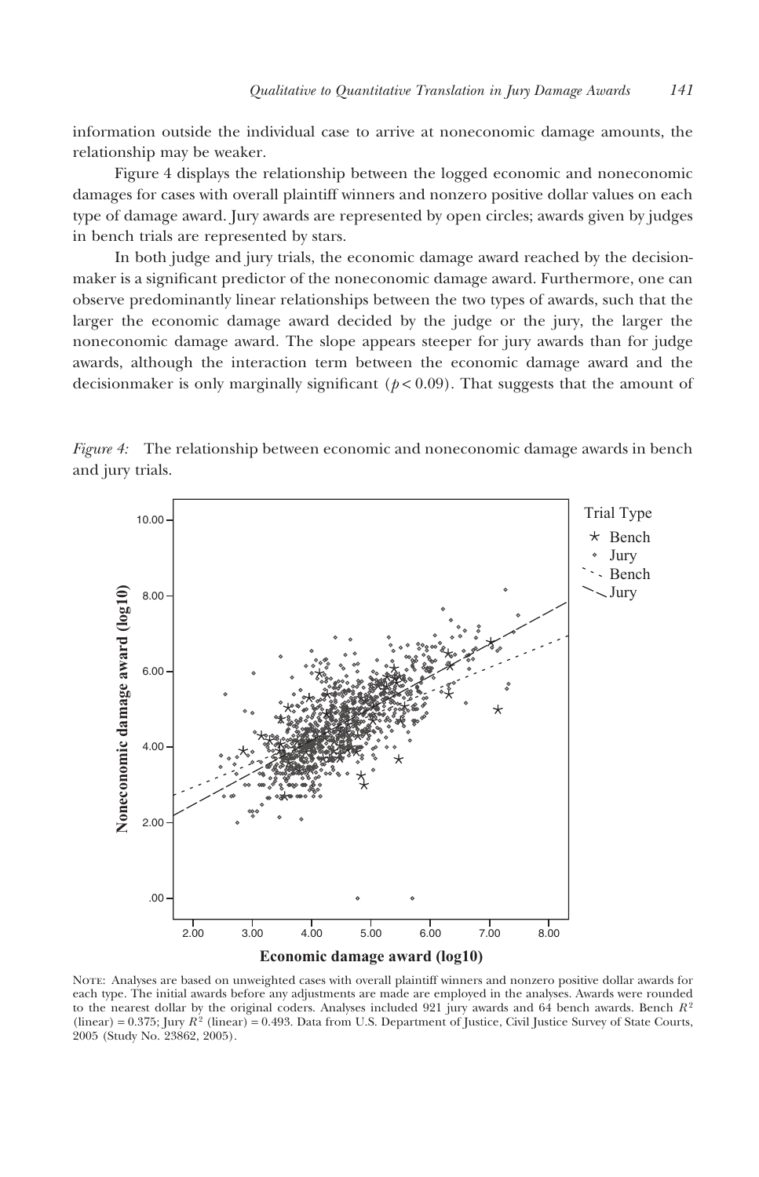information outside the individual case to arrive at noneconomic damage amounts, the relationship may be weaker.

Figure 4 displays the relationship between the logged economic and noneconomic damages for cases with overall plaintiff winners and nonzero positive dollar values on each type of damage award. Jury awards are represented by open circles; awards given by judges in bench trials are represented by stars.

In both judge and jury trials, the economic damage award reached by the decisionmaker is a significant predictor of the noneconomic damage award. Furthermore, one can observe predominantly linear relationships between the two types of awards, such that the larger the economic damage award decided by the judge or the jury, the larger the noneconomic damage award. The slope appears steeper for jury awards than for judge awards, although the interaction term between the economic damage award and the decisionmaker is only marginally significant ($p < 0.09$). That suggests that the amount of

*Figure 4:* The relationship between economic and noneconomic damage awards in bench and jury trials.

Trial Type
Bench
Jury
Bench
Jury

Noneconomic damage award (log10)
10.00
8.00
6.00
4.00
2.00
.00

Economic damage award (log10)
2.00 3.00 4.00 5.00 6.00 7.00 8.00

Note: Analyses are based on unweighted cases with overall plaintiff winners and nonzero positive dollar awards for each type. The initial awards before any adjustments are made are employed in the analyses. Awards were rounded to the nearest dollar by the original coders. Analyses included 921 jury awards and 64 bench awards. Bench $R^2$ (linear) = 0.375; Jury $R^2$ (linear) = 0.493. Data from U.S. Department of Justice, Civil Justice Survey of State Courts, 2005 (Study No. 23862, 2005).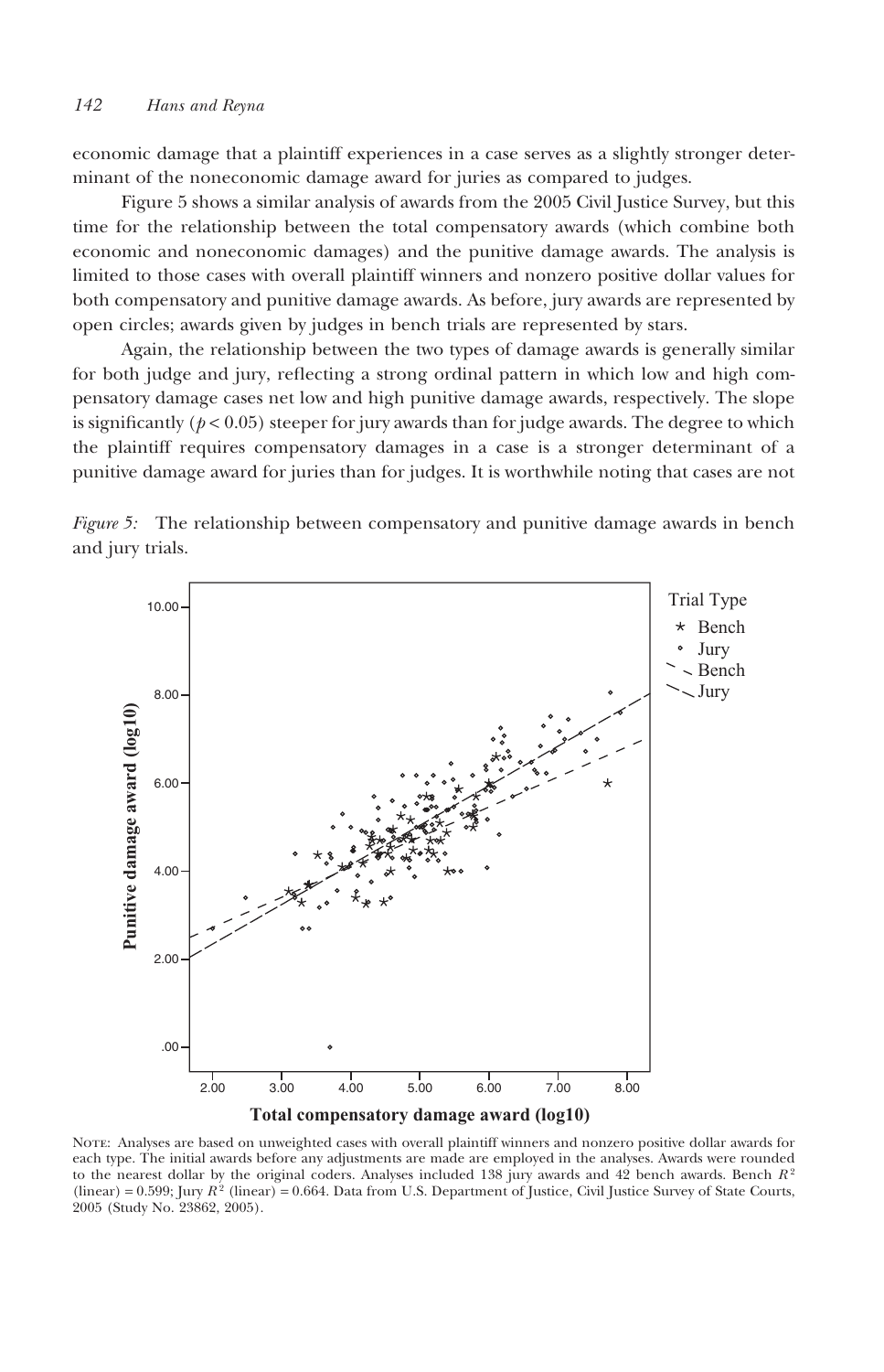economic damage that a plaintiff experiences in a case serves as a slightly stronger determinant of the noneconomic damage award for juries as compared to judges.

Figure 5 shows a similar analysis of awards from the 2005 Civil Justice Survey, but this time for the relationship between the total compensatory awards (which combine both economic and noneconomic damages) and the punitive damage awards. The analysis is limited to those cases with overall plaintiff winners and nonzero positive dollar values for both compensatory and punitive damage awards. As before, jury awards are represented by open circles; awards given by judges in bench trials are represented by stars.

Again, the relationship between the two types of damage awards is generally similar for both judge and jury, reflecting a strong ordinal pattern in which low and high compensatory damage cases net low and high punitive damage awards, respectively. The slope is significantly ($p < 0.05$) steeper for jury awards than for judge awards. The degree to which the plaintiff requires compensatory damages in a case is a stronger determinant of a punitive damage award for juries than for judges. It is worthwhile noting that cases are not

*Figure 5:* The relationship between compensatory and punitive damage awards in bench and jury trials.

Trial Type
Bench
Jury
Bench
Jury

Punitive damage award (log10)
10.00
8.00
6.00
4.00
2.00
.00

2.00 3.00 4.00 5.00 6.00 7.00 8.00
Total compensatory damage award (log10)

NOTE: Analyses are based on unweighted cases with overall plaintiff winners and nonzero positive dollar awards for each type. The initial awards before any adjustments are made are employed in the analyses. Awards were rounded to the nearest dollar by the original coders. Analyses included 138 jury awards and 42 bench awards. Bench $R^2$ (linear) = 0.599; Jury $R^2$ (linear) = 0.664. Data from U.S. Department of Justice, Civil Justice Survey of State Courts, 2005 (Study No. 23862, 2005).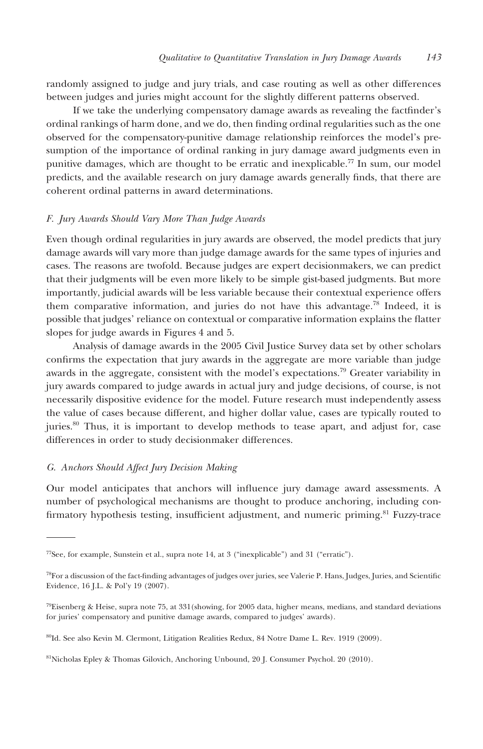randomly assigned to judge and jury trials, and case routing as well as other differences between judges and juries might account for the slightly different patterns observed.

If we take the underlying compensatory damage awards as revealing the factfinder's ordinal rankings of harm done, and we do, then finding ordinal regularities such as the one observed for the compensatory-punitive damage relationship reinforces the model's presumption of the importance of ordinal ranking in jury damage award judgments even in punitive damages, which are thought to be erratic and inexplicable.[77] In sum, our model predicts, and the available research on jury damage awards generally finds, that there are coherent ordinal patterns in award determinations.

### *F. Jury Awards Should Vary More Than Judge Awards*

Even though ordinal regularities in jury awards are observed, the model predicts that jury damage awards will vary more than judge damage awards for the same types of injuries and cases. The reasons are twofold. Because judges are expert decisionmakers, we can predict that their judgments will be even more likely to be simple gist-based judgments. But more importantly, judicial awards will be less variable because their contextual experience offers them comparative information, and juries do not have this advantage.[78] Indeed, it is possible that judges' reliance on contextual or comparative information explains the flatter slopes for judge awards in Figures 4 and 5.

Analysis of damage awards in the 2005 Civil Justice Survey data set by other scholars confirms the expectation that jury awards in the aggregate are more variable than judge awards in the aggregate, consistent with the model's expectations.[79] Greater variability in jury awards compared to judge awards in actual jury and judge decisions, of course, is not necessarily dispositive evidence for the model. Future research must independently assess the value of cases because different, and higher dollar value, cases are typically routed to juries.[80] Thus, it is important to develop methods to tease apart, and adjust for, case differences in order to study decisionmaker differences.

### *G. Anchors Should Affect Jury Decision Making*

Our model anticipates that anchors will influence jury damage award assessments. A number of psychological mechanisms are thought to produce anchoring, including confirmatory hypothesis testing, insufficient adjustment, and numeric priming.[81] Fuzzy-trace

---

[77]See, for example, Sunstein et al., supra note 14, at 3 ("inexplicable") and 31 ("erratic").

[78]For a discussion of the fact-finding advantages of judges over juries, see Valerie P. Hans, Judges, Juries, and Scientific Evidence, 16 J.L. & Pol'y 19 (2007).

[79]Eisenberg & Heise, supra note 75, at 331(showing, for 2005 data, higher means, medians, and standard deviations for juries' compensatory and punitive damage awards, compared to judges' awards).

[80]Id. See also Kevin M. Clermont, Litigation Realities Redux, 84 Notre Dame L. Rev. 1919 (2009).

[81]Nicholas Epley & Thomas Gilovich, Anchoring Unbound, 20 J. Consumer Psychol. 20 (2010).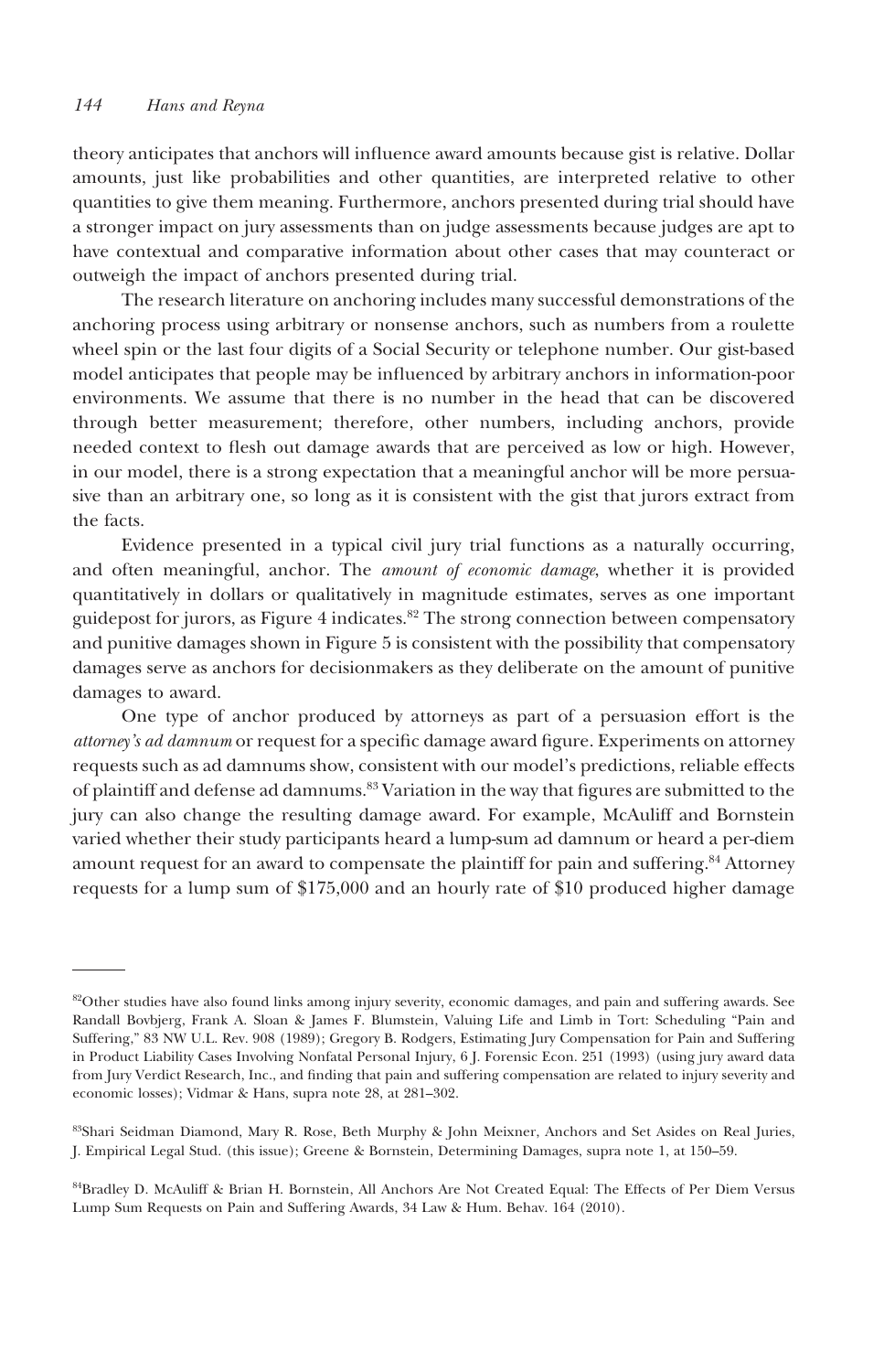theory anticipates that anchors will influence award amounts because gist is relative. Dollar amounts, just like probabilities and other quantities, are interpreted relative to other quantities to give them meaning. Furthermore, anchors presented during trial should have a stronger impact on jury assessments than on judge assessments because judges are apt to have contextual and comparative information about other cases that may counteract or outweigh the impact of anchors presented during trial.

The research literature on anchoring includes many successful demonstrations of the anchoring process using arbitrary or nonsense anchors, such as numbers from a roulette wheel spin or the last four digits of a Social Security or telephone number. Our gist-based model anticipates that people may be influenced by arbitrary anchors in information-poor environments. We assume that there is no number in the head that can be discovered through better measurement; therefore, other numbers, including anchors, provide needed context to flesh out damage awards that are perceived as low or high. However, in our model, there is a strong expectation that a meaningful anchor will be more persuasive than an arbitrary one, so long as it is consistent with the gist that jurors extract from the facts.

Evidence presented in a typical civil jury trial functions as a naturally occurring, and often meaningful, anchor. The *amount of economic damage*, whether it is provided quantitatively in dollars or qualitatively in magnitude estimates, serves as one important guidepost for jurors, as Figure 4 indicates.[82] The strong connection between compensatory and punitive damages shown in Figure 5 is consistent with the possibility that compensatory damages serve as anchors for decisionmakers as they deliberate on the amount of punitive damages to award.

One type of anchor produced by attorneys as part of a persuasion effort is the *attorney's ad damnum* or request for a specific damage award figure. Experiments on attorney requests such as ad damnums show, consistent with our model's predictions, reliable effects of plaintiff and defense ad damnums.[83] Variation in the way that figures are submitted to the jury can also change the resulting damage award. For example, McAuliff and Bornstein varied whether their study participants heard a lump-sum ad damnum or heard a per-diem amount request for an award to compensate the plaintiff for pain and suffering.[84] Attorney requests for a lump sum of $175,000 and an hourly rate of $10 produced higher damage

[82]Other studies have also found links among injury severity, economic damages, and pain and suffering awards. See Randall Bovbjerg, Frank A. Sloan & James F. Blumstein, Valuing Life and Limb in Tort: Scheduling "Pain and Suffering," 83 NW U.L. Rev. 908 (1989); Gregory B. Rodgers, Estimating Jury Compensation for Pain and Suffering in Product Liability Cases Involving Nonfatal Personal Injury, 6 J. Forensic Econ. 251 (1993) (using jury award data from Jury Verdict Research, Inc., and finding that pain and suffering compensation are related to injury severity and economic losses); Vidmar & Hans, supra note 28, at 281–302.

[83]Shari Seidman Diamond, Mary R. Rose, Beth Murphy & John Meixner, Anchors and Set Asides on Real Juries, J. Empirical Legal Stud. (this issue); Greene & Bornstein, Determining Damages, supra note 1, at 150–59.

[84]Bradley D. McAuliff & Brian H. Bornstein, All Anchors Are Not Created Equal: The Effects of Per Diem Versus Lump Sum Requests on Pain and Suffering Awards, 34 Law & Hum. Behav. 164 (2010).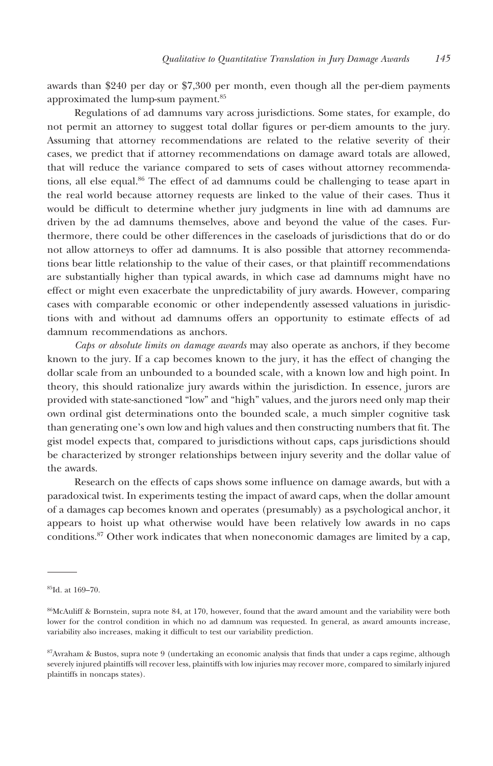awards than $240 per day or $7,300 per month, even though all the per-diem payments approximated the lump-sum payment.[85]

Regulations of ad damnums vary across jurisdictions. Some states, for example, do not permit an attorney to suggest total dollar figures or per-diem amounts to the jury. Assuming that attorney recommendations are related to the relative severity of their cases, we predict that if attorney recommendations on damage award totals are allowed, that will reduce the variance compared to sets of cases without attorney recommendations, all else equal.[86] The effect of ad damnums could be challenging to tease apart in the real world because attorney requests are linked to the value of their cases. Thus it would be difficult to determine whether jury judgments in line with ad damnums are driven by the ad damnums themselves, above and beyond the value of the cases. Furthermore, there could be other differences in the caseloads of jurisdictions that do or do not allow attorneys to offer ad damnums. It is also possible that attorney recommendations bear little relationship to the value of their cases, or that plaintiff recommendations are substantially higher than typical awards, in which case ad damnums might have no effect or might even exacerbate the unpredictability of jury awards. However, comparing cases with comparable economic or other independently assessed valuations in jurisdictions with and without ad damnums offers an opportunity to estimate effects of ad damnum recommendations as anchors.

*Caps or absolute limits on damage awards* may also operate as anchors, if they become known to the jury. If a cap becomes known to the jury, it has the effect of changing the dollar scale from an unbounded to a bounded scale, with a known low and high point. In theory, this should rationalize jury awards within the jurisdiction. In essence, jurors are provided with state-sanctioned "low" and "high" values, and the jurors need only map their own ordinal gist determinations onto the bounded scale, a much simpler cognitive task than generating one's own low and high values and then constructing numbers that fit. The gist model expects that, compared to jurisdictions without caps, caps jurisdictions should be characterized by stronger relationships between injury severity and the dollar value of the awards.

Research on the effects of caps shows some influence on damage awards, but with a paradoxical twist. In experiments testing the impact of award caps, when the dollar amount of a damages cap becomes known and operates (presumably) as a psychological anchor, it appears to hoist up what otherwise would have been relatively low awards in no caps conditions.[87] Other work indicates that when noneconomic damages are limited by a cap,

---

[85] Id. at 169–70.

[86] McAuliff & Bornstein, supra note 84, at 170, however, found that the award amount and the variability were both lower for the control condition in which no ad damnum was requested. In general, as award amounts increase, variability also increases, making it difficult to test our variability prediction.

[87] Avraham & Bustos, supra note 9 (undertaking an economic analysis that finds that under a caps regime, although severely injured plaintiffs will recover less, plaintiffs with low injuries may recover more, compared to similarly injured plaintiffs in noncaps states).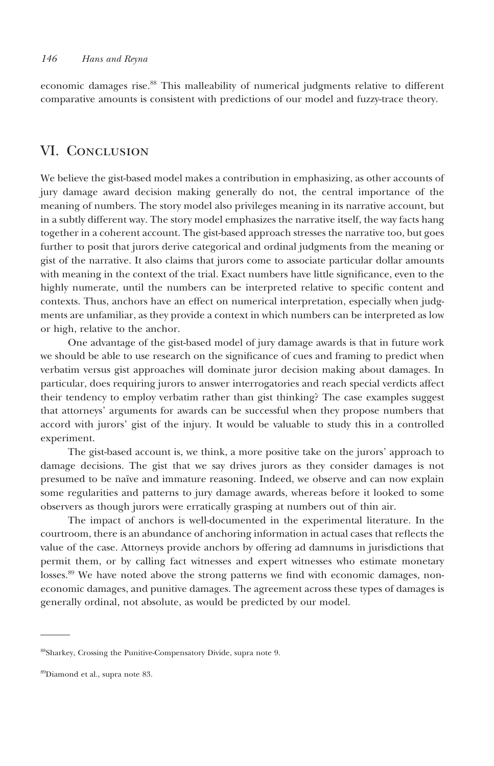economic damages rise.[88] This malleability of numerical judgments relative to different comparative amounts is consistent with predictions of our model and fuzzy-trace theory.

## VI. Conclusion

We believe the gist-based model makes a contribution in emphasizing, as other accounts of jury damage award decision making generally do not, the central importance of the meaning of numbers. The story model also privileges meaning in its narrative account, but in a subtly different way. The story model emphasizes the narrative itself, the way facts hang together in a coherent account. The gist-based approach stresses the narrative too, but goes further to posit that jurors derive categorical and ordinal judgments from the meaning or gist of the narrative. It also claims that jurors come to associate particular dollar amounts with meaning in the context of the trial. Exact numbers have little significance, even to the highly numerate, until the numbers can be interpreted relative to specific content and contexts. Thus, anchors have an effect on numerical interpretation, especially when judgments are unfamiliar, as they provide a context in which numbers can be interpreted as low or high, relative to the anchor.

One advantage of the gist-based model of jury damage awards is that in future work we should be able to use research on the significance of cues and framing to predict when verbatim versus gist approaches will dominate juror decision making about damages. In particular, does requiring jurors to answer interrogatories and reach special verdicts affect their tendency to employ verbatim rather than gist thinking? The case examples suggest that attorneys' arguments for awards can be successful when they propose numbers that accord with jurors' gist of the injury. It would be valuable to study this in a controlled experiment.

The gist-based account is, we think, a more positive take on the jurors' approach to damage decisions. The gist that we say drives jurors as they consider damages is not presumed to be naïve and immature reasoning. Indeed, we observe and can now explain some regularities and patterns to jury damage awards, whereas before it looked to some observers as though jurors were erratically grasping at numbers out of thin air.

The impact of anchors is well-documented in the experimental literature. In the courtroom, there is an abundance of anchoring information in actual cases that reflects the value of the case. Attorneys provide anchors by offering ad damnums in jurisdictions that permit them, or by calling fact witnesses and expert witnesses who estimate monetary losses.[89] We have noted above the strong patterns we find with economic damages, non-economic damages, and punitive damages. The agreement across these types of damages is generally ordinal, not absolute, as would be predicted by our model.

---

[88]Sharkey, Crossing the Punitive-Compensatory Divide, supra note 9.

[89]Diamond et al., supra note 83.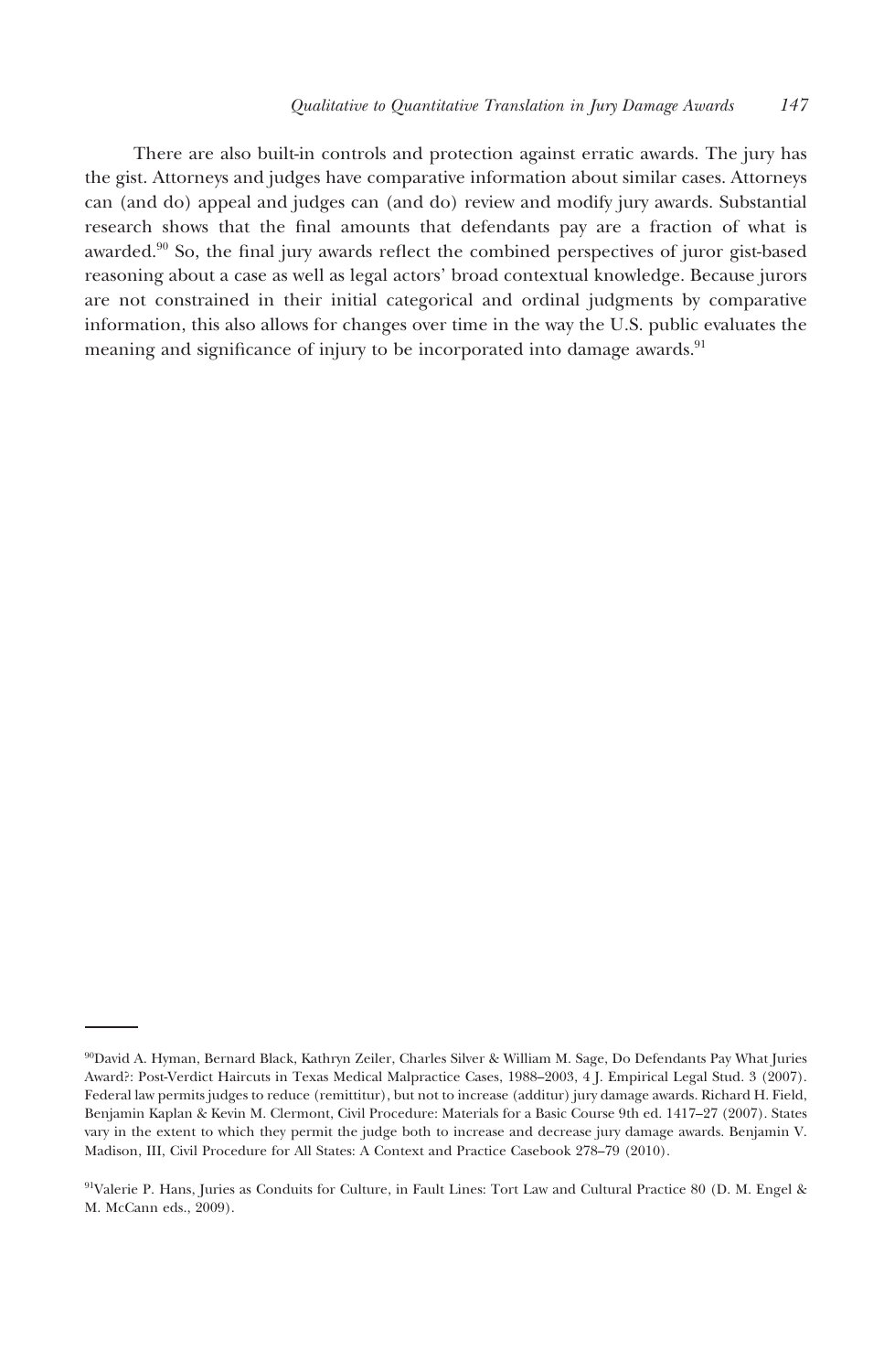There are also built-in controls and protection against erratic awards. The jury has the gist. Attorneys and judges have comparative information about similar cases. Attorneys can (and do) appeal and judges can (and do) review and modify jury awards. Substantial research shows that the final amounts that defendants pay are a fraction of what is awarded.[90] So, the final jury awards reflect the combined perspectives of juror gist-based reasoning about a case as well as legal actors' broad contextual knowledge. Because jurors are not constrained in their initial categorical and ordinal judgments by comparative information, this also allows for changes over time in the way the U.S. public evaluates the meaning and significance of injury to be incorporated into damage awards.[91]

---

[90]David A. Hyman, Bernard Black, Kathryn Zeiler, Charles Silver & William M. Sage, Do Defendants Pay What Juries Award?: Post-Verdict Haircuts in Texas Medical Malpractice Cases, 1988–2003, 4 J. Empirical Legal Stud. 3 (2007). Federal law permits judges to reduce (remittitur), but not to increase (additur) jury damage awards. Richard H. Field, Benjamin Kaplan & Kevin M. Clermont, Civil Procedure: Materials for a Basic Course 9th ed. 1417–27 (2007). States vary in the extent to which they permit the judge both to increase and decrease jury damage awards. Benjamin V. Madison, III, Civil Procedure for All States: A Context and Practice Casebook 278–79 (2010).

[91]Valerie P. Hans, Juries as Conduits for Culture, in Fault Lines: Tort Law and Cultural Practice 80 (D. M. Engel & M. McCann eds., 2009).